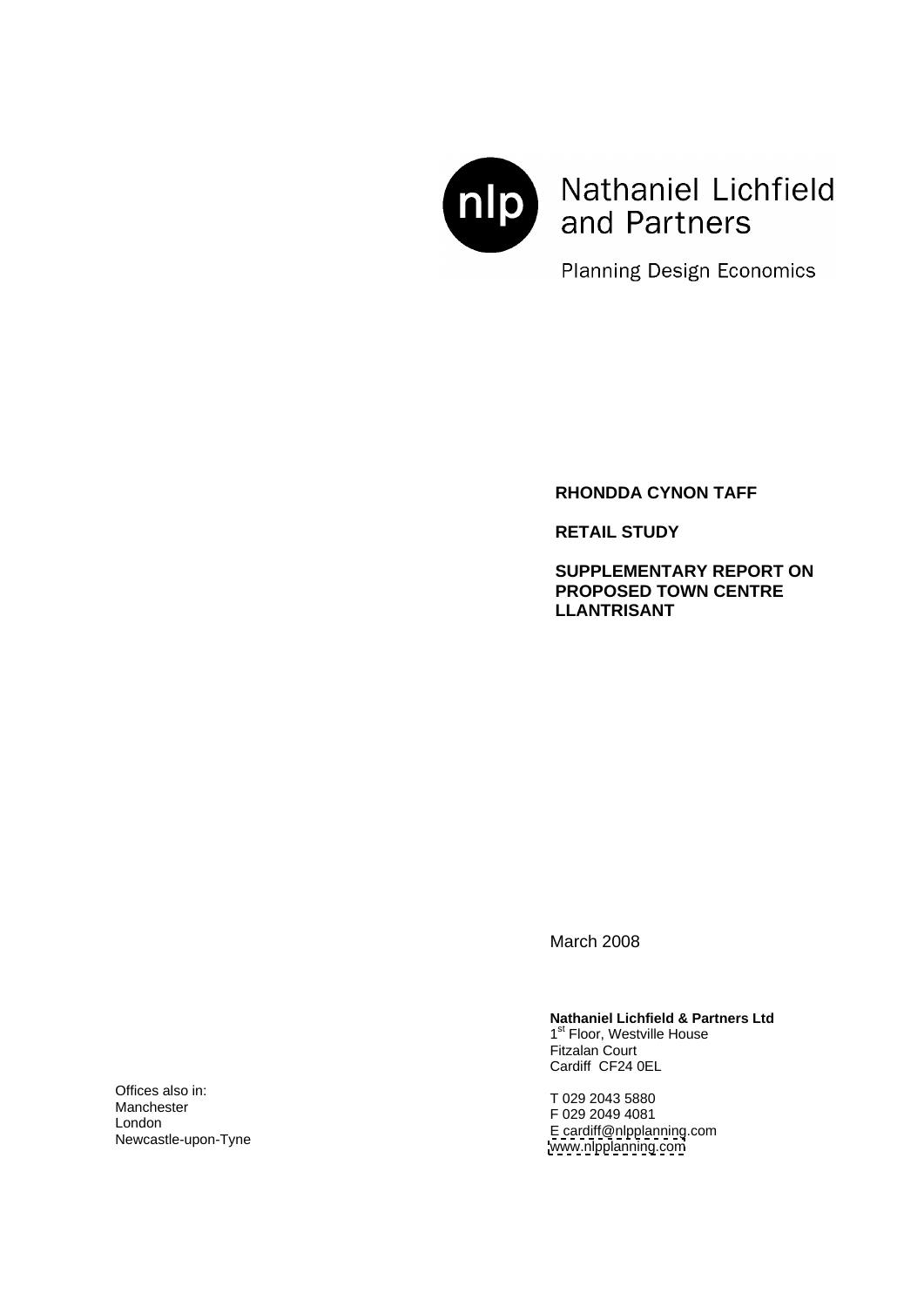nlp Nathaniel Lichfield and Partners

Planning Design Economics

**RHONDDA CYNON TAFF**

**RETAIL STUDY**

**SUPPLEMENTARY REPORT ON PROPOSED TOWN CENTRE LLANTRISANT**

March 2008

**Nathaniel Lichfield & Partners Ltd**
1st Floor, Westville House
Fitzalan Court
Cardiff CF24 0EL

T 029 2043 5880
F 029 2049 4081
E cardiff@nlpplanning.com
www.nlpplanning.com

Offices also in:
Manchester
London
Newcastle-upon-Tyne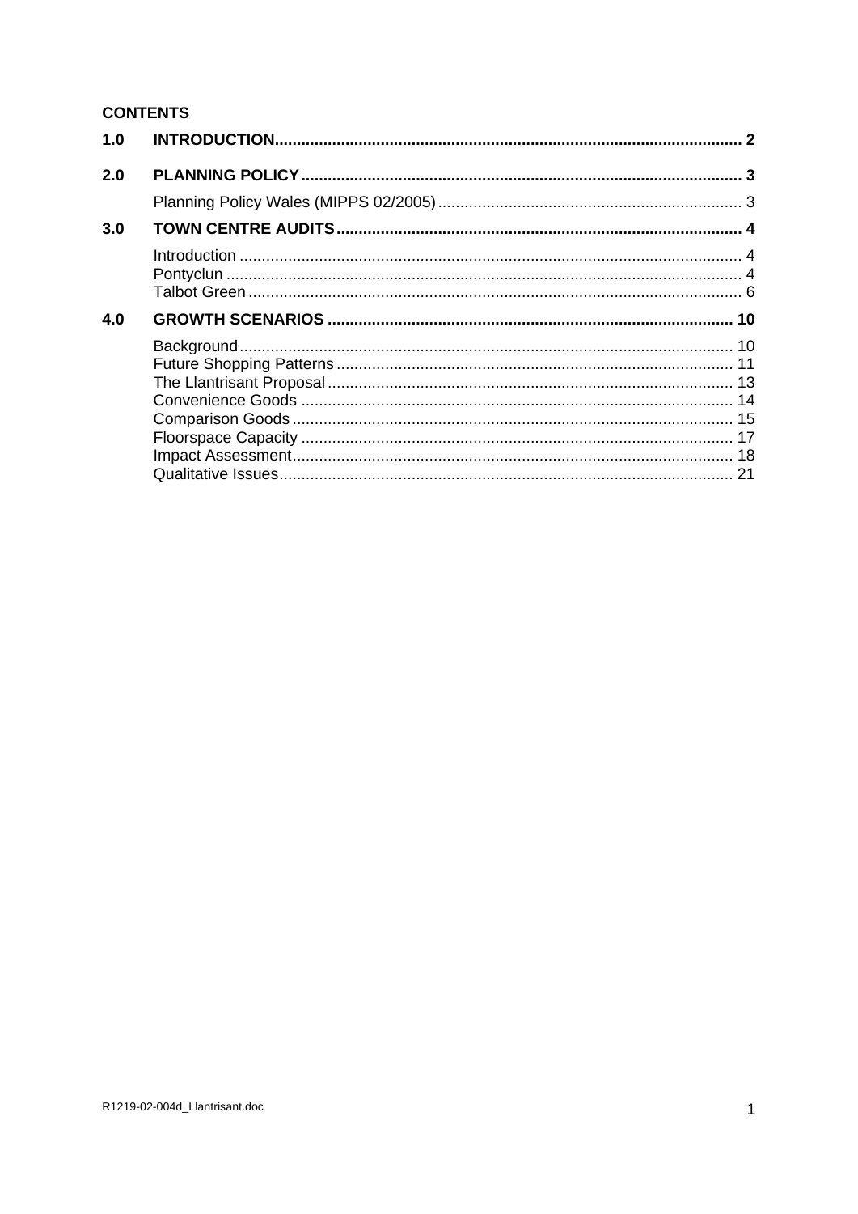**CONTENTS**

| | | |
|---|---|---|
| **1.0** | **INTRODUCTION** | **2** |
| **2.0** | **PLANNING POLICY** | **3** |
| | Planning Policy Wales (MIPPS 02/2005) | 3 |
| **3.0** | **TOWN CENTRE AUDITS** | **4** |
| | Introduction | 4 |
| | Pontyclun | 4 |
| | Talbot Green | 6 |
| **4.0** | **GROWTH SCENARIOS** | **10** |
| | Background | 10 |
| | Future Shopping Patterns | 11 |
| | The Llantrisant Proposal | 13 |
| | Convenience Goods | 14 |
| | Comparison Goods | 15 |
| | Floorspace Capacity | 17 |
| | Impact Assessment | 18 |
| | Qualitative Issues | 21 |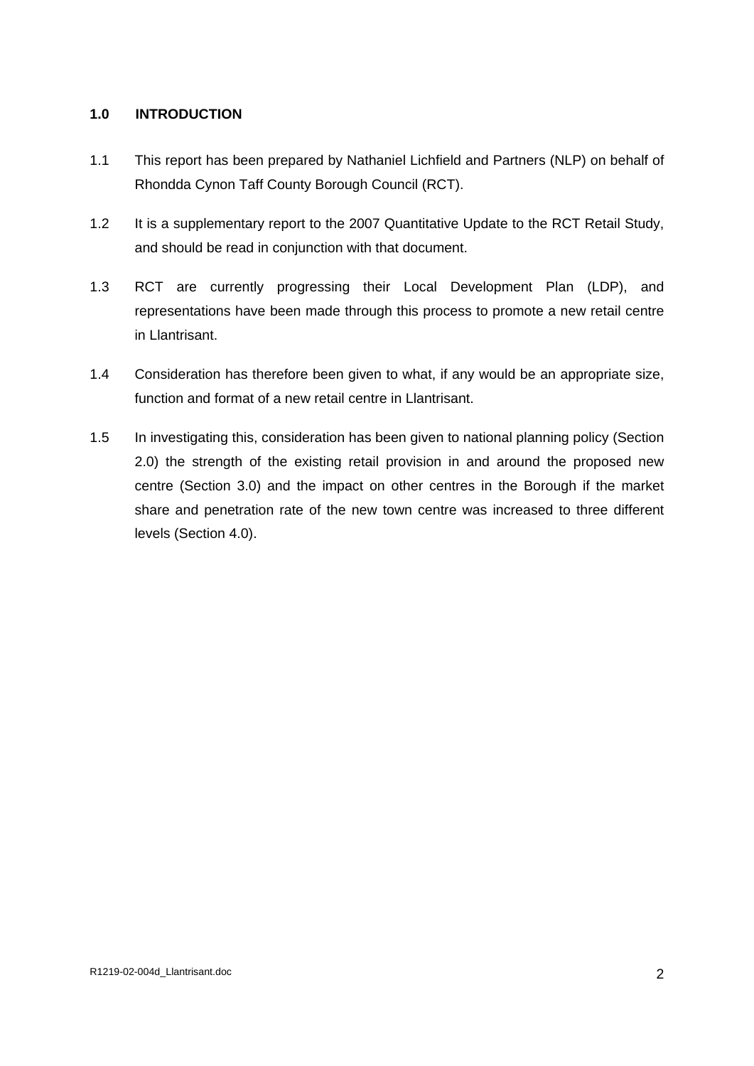## 1.0 INTRODUCTION

1.1 This report has been prepared by Nathaniel Lichfield and Partners (NLP) on behalf of Rhondda Cynon Taff County Borough Council (RCT).

1.2 It is a supplementary report to the 2007 Quantitative Update to the RCT Retail Study, and should be read in conjunction with that document.

1.3 RCT are currently progressing their Local Development Plan (LDP), and representations have been made through this process to promote a new retail centre in Llantrisant.

1.4 Consideration has therefore been given to what, if any would be an appropriate size, function and format of a new retail centre in Llantrisant.

1.5 In investigating this, consideration has been given to national planning policy (Section 2.0) the strength of the existing retail provision in and around the proposed new centre (Section 3.0) and the impact on other centres in the Borough if the market share and penetration rate of the new town centre was increased to three different levels (Section 4.0).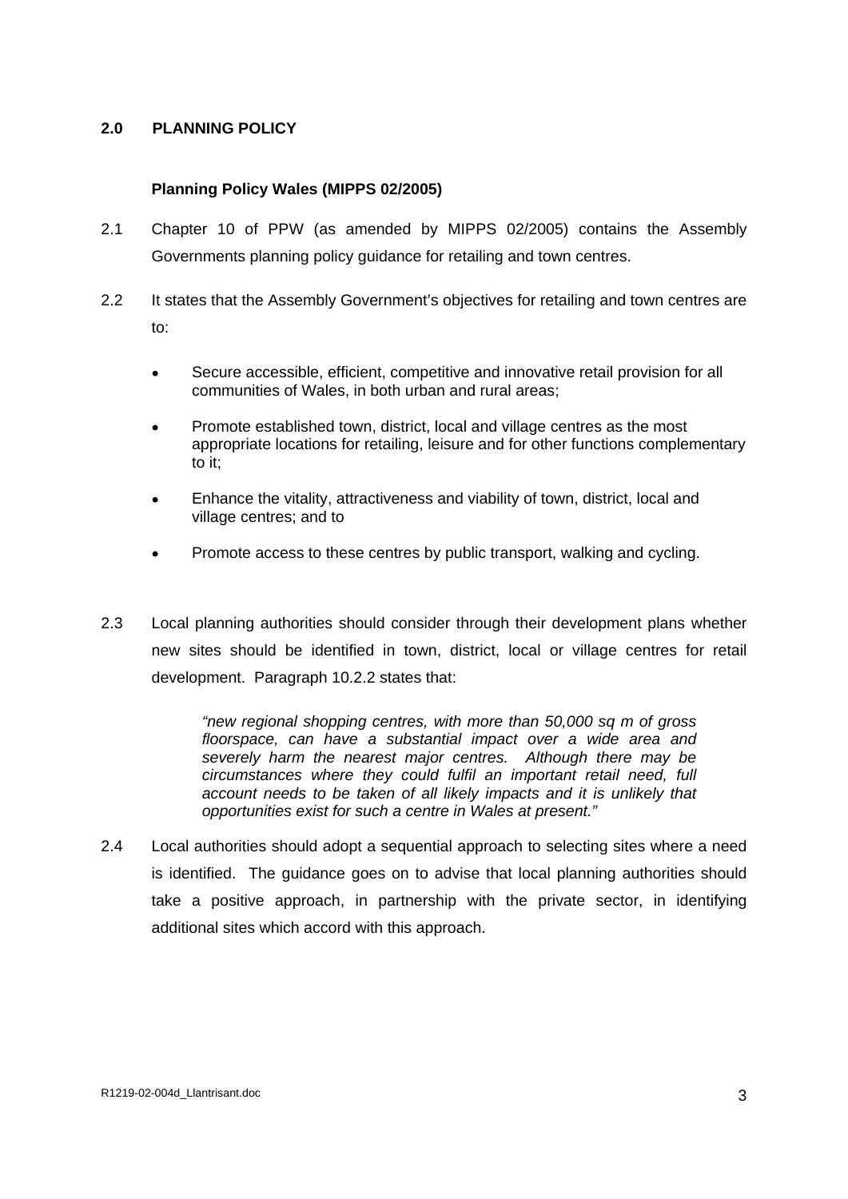## 2.0 PLANNING POLICY

### Planning Policy Wales (MIPPS 02/2005)

2.1 Chapter 10 of PPW (as amended by MIPPS 02/2005) contains the Assembly Governments planning policy guidance for retailing and town centres.

2.2 It states that the Assembly Government's objectives for retailing and town centres are to:

- Secure accessible, efficient, competitive and innovative retail provision for all communities of Wales, in both urban and rural areas;
- Promote established town, district, local and village centres as the most appropriate locations for retailing, leisure and for other functions complementary to it;
- Enhance the vitality, attractiveness and viability of town, district, local and village centres; and to
- Promote access to these centres by public transport, walking and cycling.

2.3 Local planning authorities should consider through their development plans whether new sites should be identified in town, district, local or village centres for retail development. Paragraph 10.2.2 states that:

> *"new regional shopping centres, with more than 50,000 sq m of gross floorspace, can have a substantial impact over a wide area and severely harm the nearest major centres. Although there may be circumstances where they could fulfil an important retail need, full account needs to be taken of all likely impacts and it is unlikely that opportunities exist for such a centre in Wales at present."*

2.4 Local authorities should adopt a sequential approach to selecting sites where a need is identified. The guidance goes on to advise that local planning authorities should take a positive approach, in partnership with the private sector, in identifying additional sites which accord with this approach.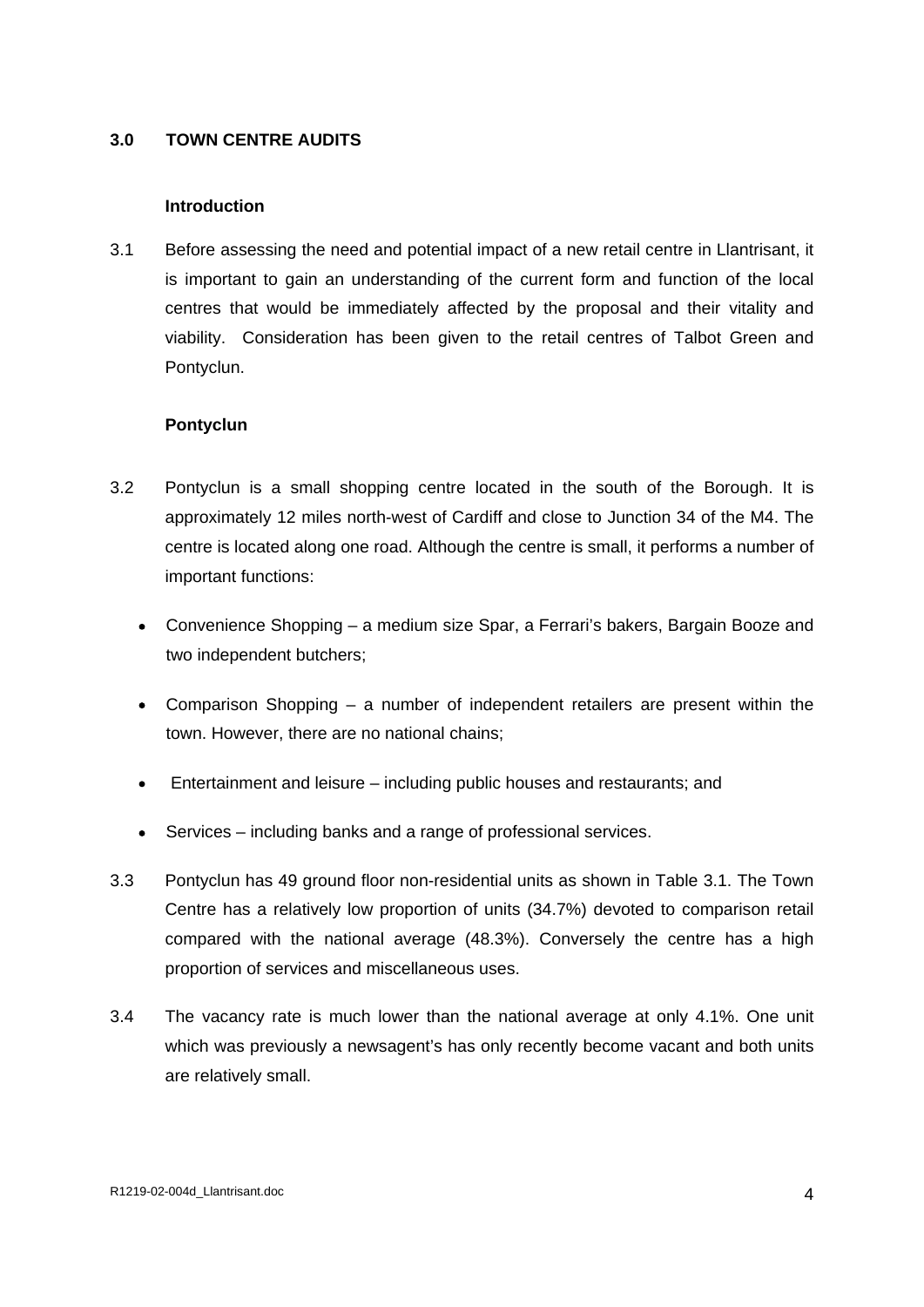## 3.0 TOWN CENTRE AUDITS

### Introduction

3.1 Before assessing the need and potential impact of a new retail centre in Llantrisant, it is important to gain an understanding of the current form and function of the local centres that would be immediately affected by the proposal and their vitality and viability. Consideration has been given to the retail centres of Talbot Green and Pontyclun.

### Pontyclun

3.2 Pontyclun is a small shopping centre located in the south of the Borough. It is approximately 12 miles north-west of Cardiff and close to Junction 34 of the M4. The centre is located along one road. Although the centre is small, it performs a number of important functions:

- Convenience Shopping – a medium size Spar, a Ferrari's bakers, Bargain Booze and two independent butchers;
- Comparison Shopping – a number of independent retailers are present within the town. However, there are no national chains;
- Entertainment and leisure – including public houses and restaurants; and
- Services – including banks and a range of professional services.

3.3 Pontyclun has 49 ground floor non-residential units as shown in Table 3.1. The Town Centre has a relatively low proportion of units (34.7%) devoted to comparison retail compared with the national average (48.3%). Conversely the centre has a high proportion of services and miscellaneous uses.

3.4 The vacancy rate is much lower than the national average at only 4.1%. One unit which was previously a newsagent's has only recently become vacant and both units are relatively small.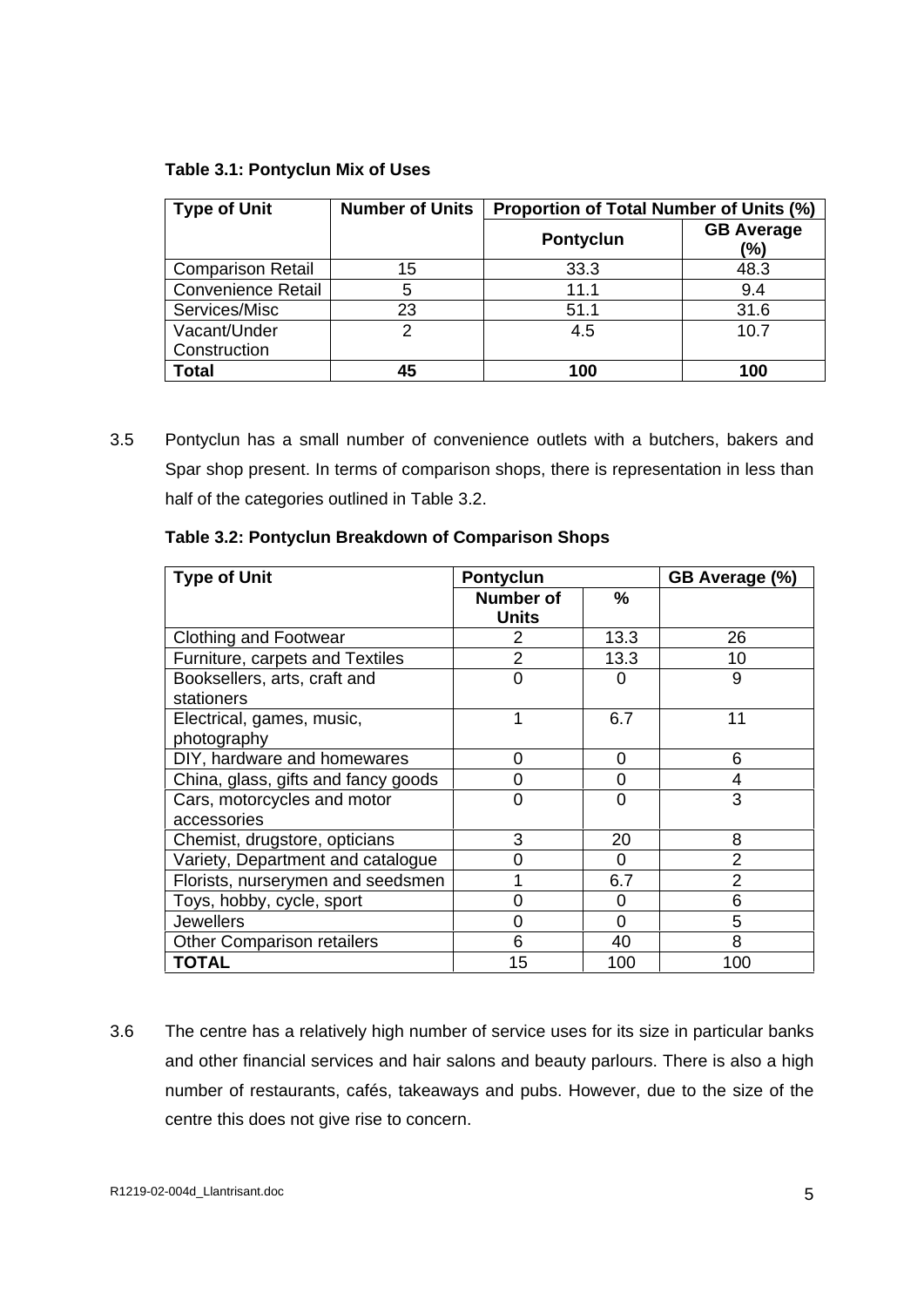**Table 3.1: Pontyclun Mix of Uses**

| Type of Unit | Number of Units | Proportion of Total Number of Units (%) | |
|---|---|---|---|
| | | Pontyclun | GB Average (%) |
| Comparison Retail | 15 | 33.3 | 48.3 |
| Convenience Retail | 5 | 11.1 | 9.4 |
| Services/Misc | 23 | 51.1 | 31.6 |
| Vacant/Under Construction | 2 | 4.5 | 10.7 |
| **Total** | **45** | **100** | **100** |

3.5 Pontyclun has a small number of convenience outlets with a butchers, bakers and Spar shop present. In terms of comparison shops, there is representation in less than half of the categories outlined in Table 3.2.

**Table 3.2: Pontyclun Breakdown of Comparison Shops**

| Type of Unit | Pontyclun | | GB Average (%) |
|---|---|---|---|
| | Number of Units | % | |
| Clothing and Footwear | 2 | 13.3 | 26 |
| Furniture, carpets and Textiles | 2 | 13.3 | 10 |
| Booksellers, arts, craft and stationers | 0 | 0 | 9 |
| Electrical, games, music, photography | 1 | 6.7 | 11 |
| DIY, hardware and homewares | 0 | 0 | 6 |
| China, glass, gifts and fancy goods | 0 | 0 | 4 |
| Cars, motorcycles and motor accessories | 0 | 0 | 3 |
| Chemist, drugstore, opticians | 3 | 20 | 8 |
| Variety, Department and catalogue | 0 | 0 | 2 |
| Florists, nurserymen and seedsmen | 1 | 6.7 | 2 |
| Toys, hobby, cycle, sport | 0 | 0 | 6 |
| Jewellers | 0 | 0 | 5 |
| Other Comparison retailers | 6 | 40 | 8 |
| **TOTAL** | 15 | 100 | 100 |

3.6 The centre has a relatively high number of service uses for its size in particular banks and other financial services and hair salons and beauty parlours. There is also a high number of restaurants, cafés, takeaways and pubs. However, due to the size of the centre this does not give rise to concern.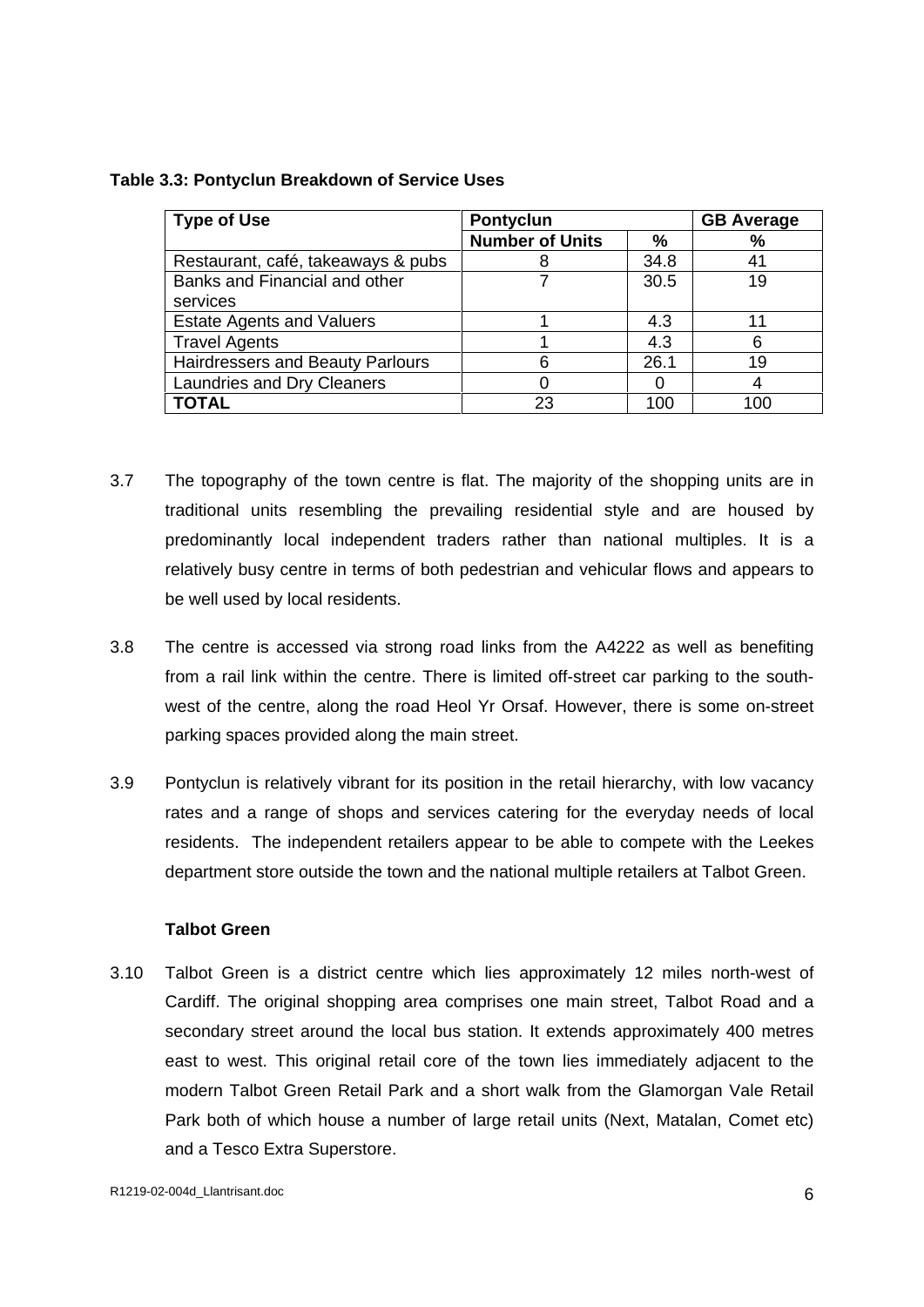**Table 3.3: Pontyclun Breakdown of Service Uses**

| Type of Use | Pontyclun | | GB Average |
|---|---|---|---|
| | Number of Units | % | % |
| Restaurant, café, takeaways & pubs | 8 | 34.8 | 41 |
| Banks and Financial and other services | 7 | 30.5 | 19 |
| Estate Agents and Valuers | 1 | 4.3 | 11 |
| Travel Agents | 1 | 4.3 | 6 |
| Hairdressers and Beauty Parlours | 6 | 26.1 | 19 |
| Laundries and Dry Cleaners | 0 | 0 | 4 |
| **TOTAL** | 23 | 100 | 100 |

3.7 The topography of the town centre is flat. The majority of the shopping units are in traditional units resembling the prevailing residential style and are housed by predominantly local independent traders rather than national multiples. It is a relatively busy centre in terms of both pedestrian and vehicular flows and appears to be well used by local residents.

3.8 The centre is accessed via strong road links from the A4222 as well as benefiting from a rail link within the centre. There is limited off-street car parking to the south-west of the centre, along the road Heol Yr Orsaf. However, there is some on-street parking spaces provided along the main street.

3.9 Pontyclun is relatively vibrant for its position in the retail hierarchy, with low vacancy rates and a range of shops and services catering for the everyday needs of local residents. The independent retailers appear to be able to compete with the Leekes department store outside the town and the national multiple retailers at Talbot Green.

### Talbot Green

3.10 Talbot Green is a district centre which lies approximately 12 miles north-west of Cardiff. The original shopping area comprises one main street, Talbot Road and a secondary street around the local bus station. It extends approximately 400 metres east to west. This original retail core of the town lies immediately adjacent to the modern Talbot Green Retail Park and a short walk from the Glamorgan Vale Retail Park both of which house a number of large retail units (Next, Matalan, Comet etc) and a Tesco Extra Superstore.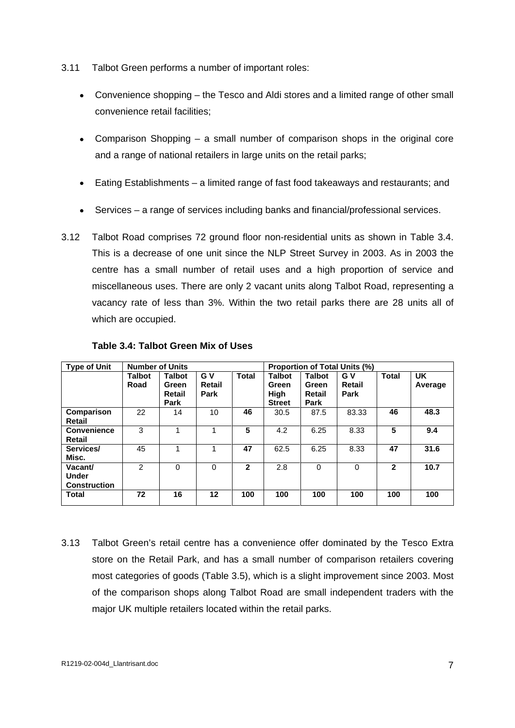3.11 Talbot Green performs a number of important roles:

- Convenience shopping – the Tesco and Aldi stores and a limited range of other small convenience retail facilities;
- Comparison Shopping – a small number of comparison shops in the original core and a range of national retailers in large units on the retail parks;
- Eating Establishments – a limited range of fast food takeaways and restaurants; and
- Services – a range of services including banks and financial/professional services.

3.12 Talbot Road comprises 72 ground floor non-residential units as shown in Table 3.4. This is a decrease of one unit since the NLP Street Survey in 2003. As in 2003 the centre has a small number of retail uses and a high proportion of service and miscellaneous uses. There are only 2 vacant units along Talbot Road, representing a vacancy rate of less than 3%. Within the two retail parks there are 28 units all of which are occupied.

**Table 3.4: Talbot Green Mix of Uses**

| Type of Unit | Number of Units | | | | Proportion of Total Units (%) | | | | |
|---|---|---|---|---|---|---|---|---|---|
| | Talbot Road | Talbot Green Retail Park | G V Retail Park | Total | Talbot Green High Street | Talbot Green Retail Park | G V Retail Park | Total | UK Average |
| **Comparison Retail** | 22 | 14 | 10 | **46** | 30.5 | 87.5 | 83.33 | **46** | **48.3** |
| **Convenience Retail** | 3 | 1 | 1 | **5** | 4.2 | 6.25 | 8.33 | **5** | **9.4** |
| **Services/ Misc.** | 45 | 1 | 1 | **47** | 62.5 | 6.25 | 8.33 | **47** | **31.6** |
| **Vacant/ Under Construction** | 2 | 0 | 0 | **2** | 2.8 | 0 | 0 | **2** | **10.7** |
| **Total** | **72** | **16** | **12** | **100** | **100** | **100** | **100** | **100** | **100** |

3.13 Talbot Green's retail centre has a convenience offer dominated by the Tesco Extra store on the Retail Park, and has a small number of comparison retailers covering most categories of goods (Table 3.5), which is a slight improvement since 2003. Most of the comparison shops along Talbot Road are small independent traders with the major UK multiple retailers located within the retail parks.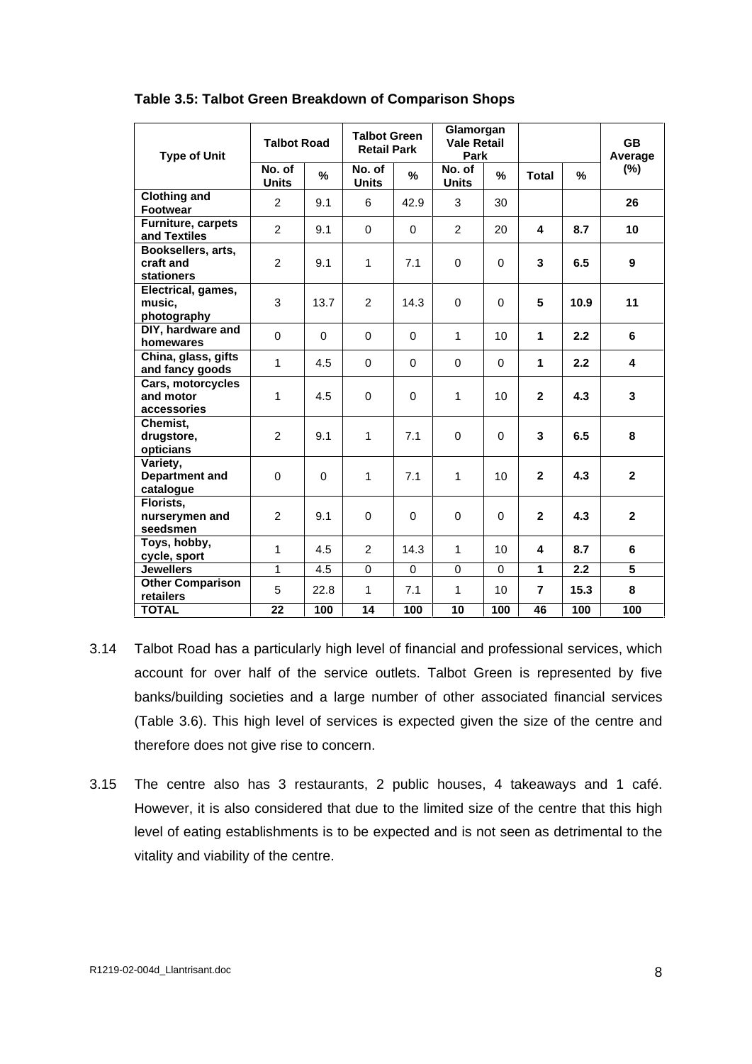**Table 3.5: Talbot Green Breakdown of Comparison Shops**

| Type of Unit | Talbot Road | | Talbot Green Retail Park | | Glamorgan Vale Retail Park | | | | GB Average (%) |
|---|---|---|---|---|---|---|---|---|---|
| | No. of Units | % | No. of Units | % | No. of Units | % | Total | % | |
| **Clothing and Footwear** | 2 | 9.1 | 6 | 42.9 | 3 | 30 | | | **26** |
| **Furniture, carpets and Textiles** | 2 | 9.1 | 0 | 0 | 2 | 20 | **4** | **8.7** | **10** |
| **Booksellers, arts, craft and stationers** | 2 | 9.1 | 1 | 7.1 | 0 | 0 | **3** | **6.5** | **9** |
| **Electrical, games, music, photography** | 3 | 13.7 | 2 | 14.3 | 0 | 0 | **5** | **10.9** | **11** |
| **DIY, hardware and homewares** | 0 | 0 | 0 | 0 | 1 | 10 | **1** | **2.2** | **6** |
| **China, glass, gifts and fancy goods** | 1 | 4.5 | 0 | 0 | 0 | 0 | **1** | **2.2** | **4** |
| **Cars, motorcycles and motor accessories** | 1 | 4.5 | 0 | 0 | 1 | 10 | **2** | **4.3** | **3** |
| **Chemist, drugstore, opticians** | 2 | 9.1 | 1 | 7.1 | 0 | 0 | **3** | **6.5** | **8** |
| **Variety, Department and catalogue** | 0 | 0 | 1 | 7.1 | 1 | 10 | **2** | **4.3** | **2** |
| **Florists, nurserymen and seedsmen** | 2 | 9.1 | 0 | 0 | 0 | 0 | **2** | **4.3** | **2** |
| **Toys, hobby, cycle, sport** | 1 | 4.5 | 2 | 14.3 | 1 | 10 | **4** | **8.7** | **6** |
| **Jewellers** | 1 | 4.5 | 0 | 0 | 0 | 0 | **1** | **2.2** | **5** |
| **Other Comparison retailers** | 5 | 22.8 | 1 | 7.1 | 1 | 10 | **7** | **15.3** | **8** |
| **TOTAL** | **22** | **100** | **14** | **100** | **10** | **100** | **46** | **100** | **100** |

3.14 Talbot Road has a particularly high level of financial and professional services, which account for over half of the service outlets. Talbot Green is represented by five banks/building societies and a large number of other associated financial services (Table 3.6). This high level of services is expected given the size of the centre and therefore does not give rise to concern.

3.15 The centre also has 3 restaurants, 2 public houses, 4 takeaways and 1 café. However, it is also considered that due to the limited size of the centre that this high level of eating establishments is to be expected and is not seen as detrimental to the vitality and viability of the centre.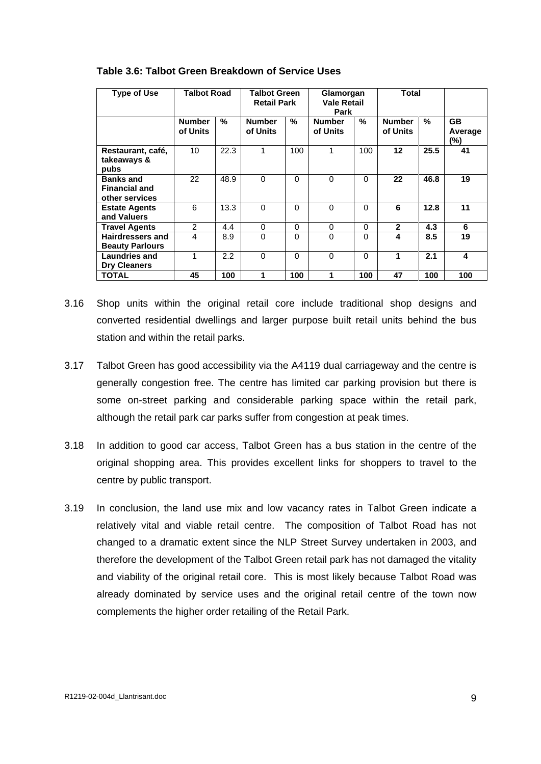**Table 3.6: Talbot Green Breakdown of Service Uses**

| Type of Use | Talbot Road | | Talbot Green Retail Park | | Glamorgan Vale Retail Park | | Total | | |
|---|---|---|---|---|---|---|---|---|---|
| | Number of Units | % | Number of Units | % | Number of Units | % | Number of Units | % | GB Average (%) |
| **Restaurant, café, takeaways & pubs** | 10 | 22.3 | 1 | 100 | 1 | 100 | **12** | **25.5** | **41** |
| **Banks and Financial and other services** | 22 | 48.9 | 0 | 0 | 0 | 0 | **22** | **46.8** | **19** |
| **Estate Agents and Valuers** | 6 | 13.3 | 0 | 0 | 0 | 0 | **6** | **12.8** | **11** |
| **Travel Agents** | 2 | 4.4 | 0 | 0 | 0 | 0 | **2** | **4.3** | **6** |
| **Hairdressers and Beauty Parlours** | 4 | 8.9 | 0 | 0 | 0 | 0 | **4** | **8.5** | **19** |
| **Laundries and Dry Cleaners** | 1 | 2.2 | 0 | 0 | 0 | 0 | **1** | **2.1** | **4** |
| **TOTAL** | **45** | **100** | **1** | **100** | **1** | **100** | **47** | **100** | **100** |

3.16 Shop units within the original retail core include traditional shop designs and converted residential dwellings and larger purpose built retail units behind the bus station and within the retail parks.

3.17 Talbot Green has good accessibility via the A4119 dual carriageway and the centre is generally congestion free. The centre has limited car parking provision but there is some on-street parking and considerable parking space within the retail park, although the retail park car parks suffer from congestion at peak times.

3.18 In addition to good car access, Talbot Green has a bus station in the centre of the original shopping area. This provides excellent links for shoppers to travel to the centre by public transport.

3.19 In conclusion, the land use mix and low vacancy rates in Talbot Green indicate a relatively vital and viable retail centre. The composition of Talbot Road has not changed to a dramatic extent since the NLP Street Survey undertaken in 2003, and therefore the development of the Talbot Green retail park has not damaged the vitality and viability of the original retail core. This is most likely because Talbot Road was already dominated by service uses and the original retail centre of the town now complements the higher order retailing of the Retail Park.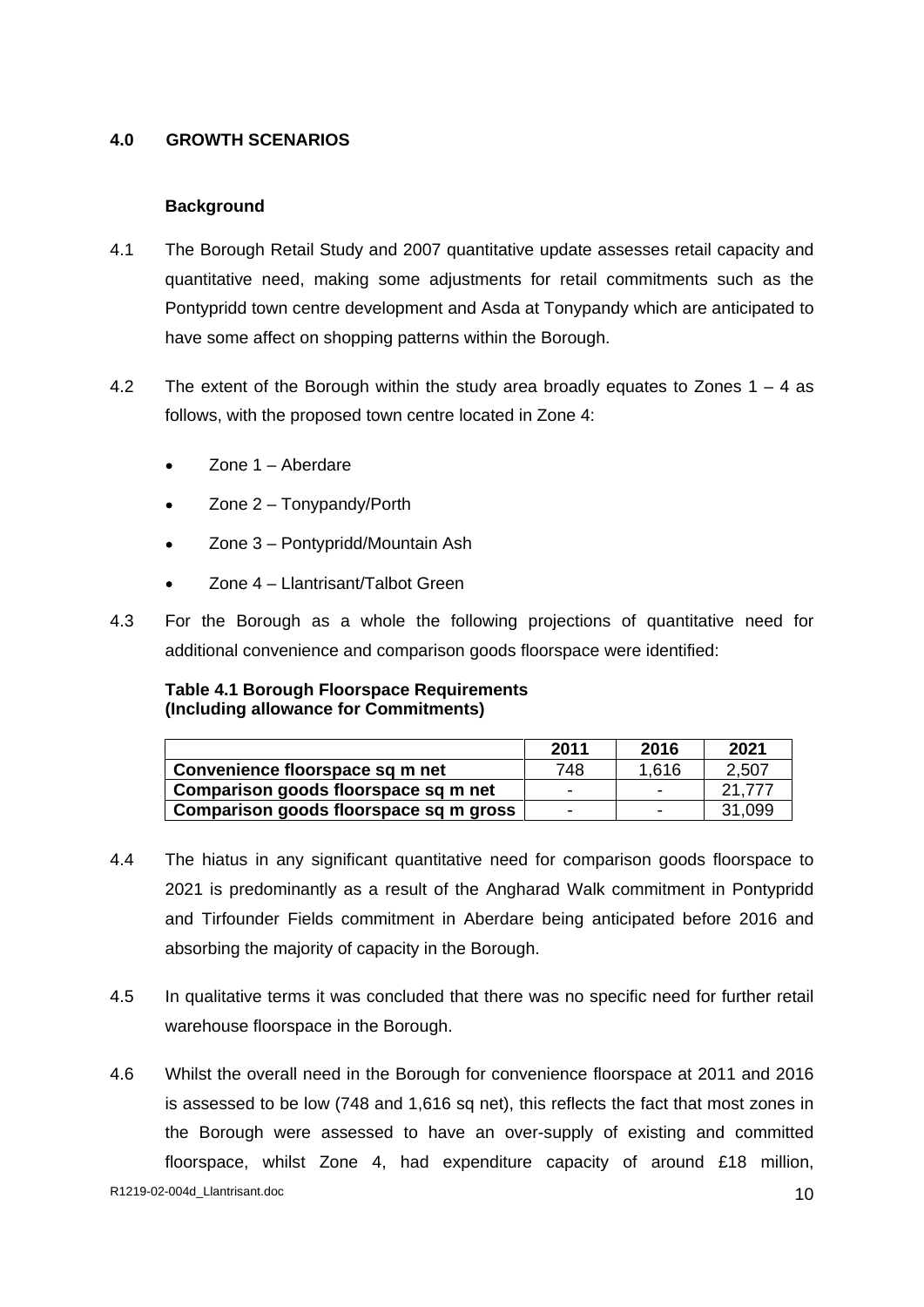## 4.0 GROWTH SCENARIOS

### Background

4.1 The Borough Retail Study and 2007 quantitative update assesses retail capacity and quantitative need, making some adjustments for retail commitments such as the Pontypridd town centre development and Asda at Tonypandy which are anticipated to have some affect on shopping patterns within the Borough.

4.2 The extent of the Borough within the study area broadly equates to Zones 1 – 4 as follows, with the proposed town centre located in Zone 4:

- Zone 1 – Aberdare
- Zone 2 – Tonypandy/Porth
- Zone 3 – Pontypridd/Mountain Ash
- Zone 4 – Llantrisant/Talbot Green

4.3 For the Borough as a whole the following projections of quantitative need for additional convenience and comparison goods floorspace were identified:

**Table 4.1 Borough Floorspace Requirements (Including allowance for Commitments)**

| | 2011 | 2016 | 2021 |
|---|---|---|---|
| **Convenience floorspace sq m net** | 748 | 1,616 | 2,507 |
| **Comparison goods floorspace sq m net** | - | - | 21,777 |
| **Comparison goods floorspace sq m gross** | - | - | 31,099 |

4.4 The hiatus in any significant quantitative need for comparison goods floorspace to 2021 is predominantly as a result of the Angharad Walk commitment in Pontypridd and Tirfounder Fields commitment in Aberdare being anticipated before 2016 and absorbing the majority of capacity in the Borough.

4.5 In qualitative terms it was concluded that there was no specific need for further retail warehouse floorspace in the Borough.

4.6 Whilst the overall need in the Borough for convenience floorspace at 2011 and 2016 is assessed to be low (748 and 1,616 sq net), this reflects the fact that most zones in the Borough were assessed to have an over-supply of existing and committed floorspace, whilst Zone 4, had expenditure capacity of around £18 million,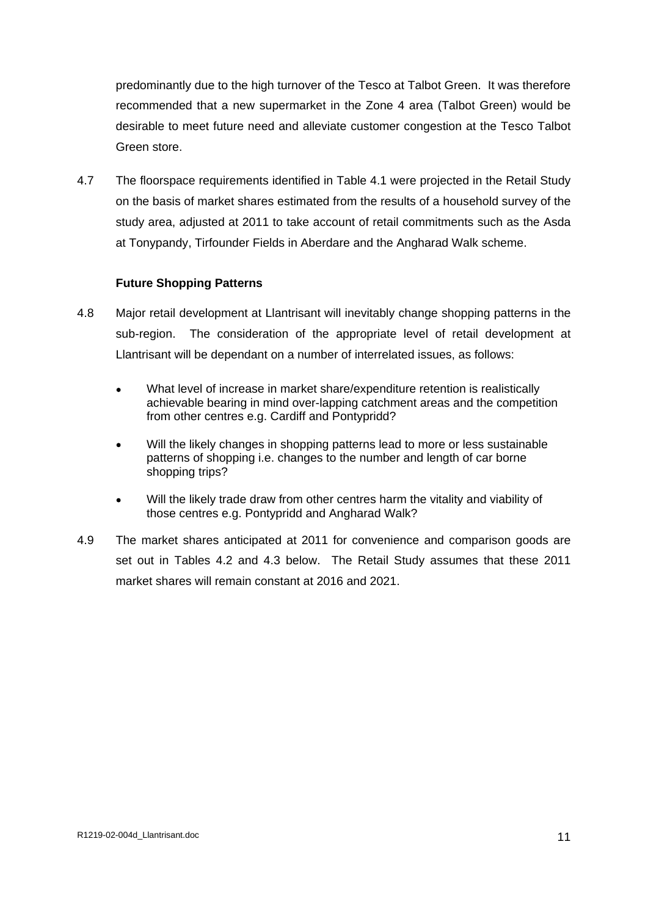predominantly due to the high turnover of the Tesco at Talbot Green. It was therefore recommended that a new supermarket in the Zone 4 area (Talbot Green) would be desirable to meet future need and alleviate customer congestion at the Tesco Talbot Green store.

4.7 The floorspace requirements identified in Table 4.1 were projected in the Retail Study on the basis of market shares estimated from the results of a household survey of the study area, adjusted at 2011 to take account of retail commitments such as the Asda at Tonypandy, Tirfounder Fields in Aberdare and the Angharad Walk scheme.

**Future Shopping Patterns**

4.8 Major retail development at Llantrisant will inevitably change shopping patterns in the sub-region. The consideration of the appropriate level of retail development at Llantrisant will be dependant on a number of interrelated issues, as follows:

- What level of increase in market share/expenditure retention is realistically achievable bearing in mind over-lapping catchment areas and the competition from other centres e.g. Cardiff and Pontypridd?
- Will the likely changes in shopping patterns lead to more or less sustainable patterns of shopping i.e. changes to the number and length of car borne shopping trips?
- Will the likely trade draw from other centres harm the vitality and viability of those centres e.g. Pontypridd and Angharad Walk?

4.9 The market shares anticipated at 2011 for convenience and comparison goods are set out in Tables 4.2 and 4.3 below. The Retail Study assumes that these 2011 market shares will remain constant at 2016 and 2021.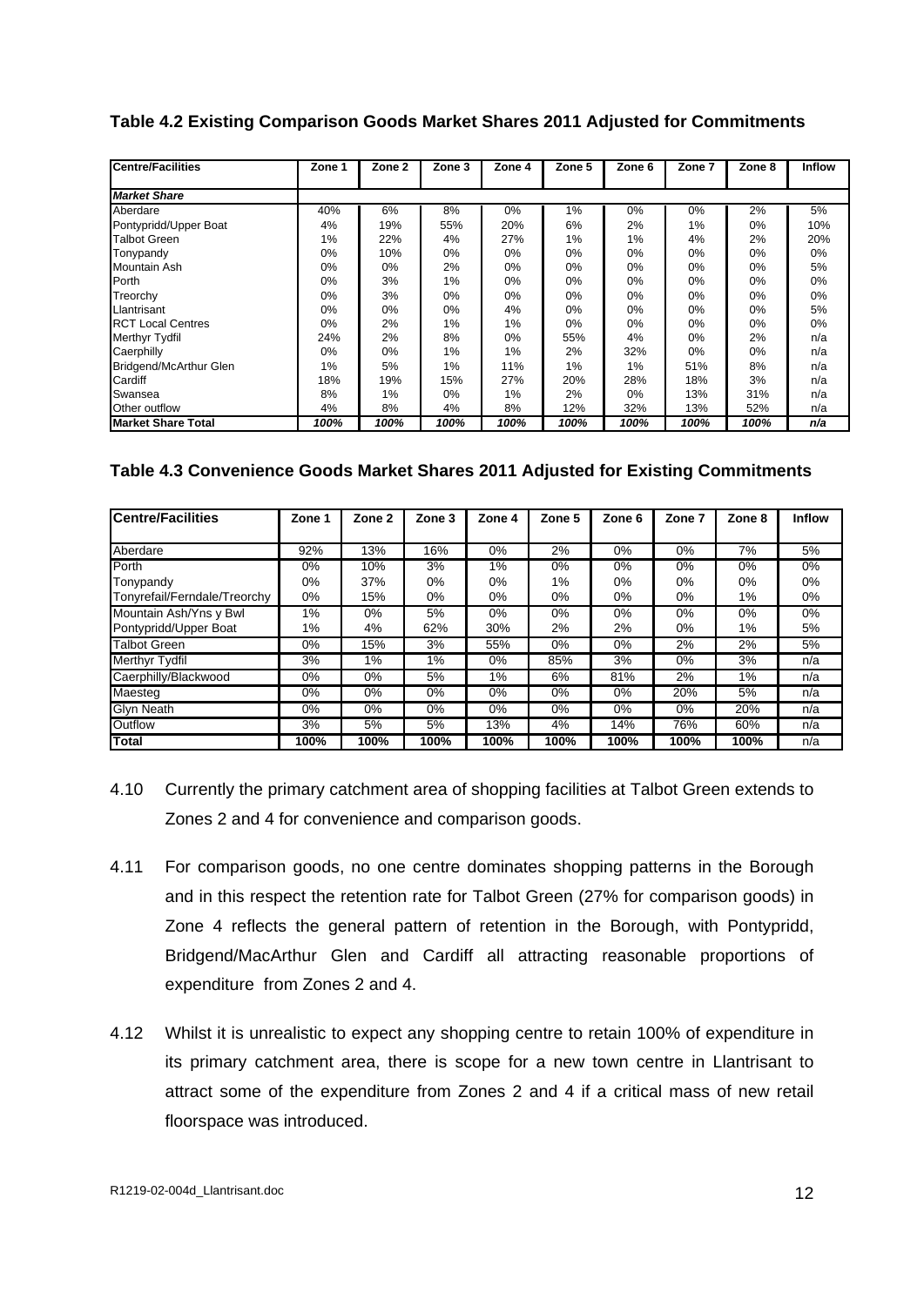**Table 4.2 Existing Comparison Goods Market Shares 2011 Adjusted for Commitments**

| Centre/Facilities | Zone 1 | Zone 2 | Zone 3 | Zone 4 | Zone 5 | Zone 6 | Zone 7 | Zone 8 | Inflow |
|---|---|---|---|---|---|---|---|---|---|
| ***Market Share*** | | | | | | | | | |
| Aberdare | 40% | 6% | 8% | 0% | 1% | 0% | 0% | 2% | 5% |
| Pontypridd/Upper Boat | 4% | 19% | 55% | 20% | 6% | 2% | 1% | 0% | 10% |
| Talbot Green | 1% | 22% | 4% | 27% | 1% | 1% | 4% | 2% | 20% |
| Tonypandy | 0% | 10% | 0% | 0% | 0% | 0% | 0% | 0% | 0% |
| Mountain Ash | 0% | 0% | 2% | 0% | 0% | 0% | 0% | 0% | 5% |
| Porth | 0% | 3% | 1% | 0% | 0% | 0% | 0% | 0% | 0% |
| Treorchy | 0% | 3% | 0% | 0% | 0% | 0% | 0% | 0% | 0% |
| Llantrisant | 0% | 0% | 0% | 4% | 0% | 0% | 0% | 0% | 5% |
| RCT Local Centres | 0% | 2% | 1% | 1% | 0% | 0% | 0% | 0% | 0% |
| Merthyr Tydfil | 24% | 2% | 8% | 0% | 55% | 4% | 0% | 2% | n/a |
| Caerphilly | 0% | 0% | 1% | 1% | 2% | 32% | 0% | 0% | n/a |
| Bridgend/McArthur Glen | 1% | 5% | 1% | 11% | 1% | 1% | 51% | 8% | n/a |
| Cardiff | 18% | 19% | 15% | 27% | 20% | 28% | 18% | 3% | n/a |
| Swansea | 8% | 1% | 0% | 1% | 2% | 0% | 13% | 31% | n/a |
| Other outflow | 4% | 8% | 4% | 8% | 12% | 32% | 13% | 52% | n/a |
| **Market Share Total** | ***100%*** | ***100%*** | ***100%*** | ***100%*** | ***100%*** | ***100%*** | ***100%*** | ***100%*** | ***n/a*** |

**Table 4.3 Convenience Goods Market Shares 2011 Adjusted for Existing Commitments**

| Centre/Facilities | Zone 1 | Zone 2 | Zone 3 | Zone 4 | Zone 5 | Zone 6 | Zone 7 | Zone 8 | Inflow |
|---|---|---|---|---|---|---|---|---|---|
| Aberdare | 92% | 13% | 16% | 0% | 2% | 0% | 0% | 7% | 5% |
| Porth | 0% | 10% | 3% | 1% | 0% | 0% | 0% | 0% | 0% |
| Tonypandy | 0% | 37% | 0% | 0% | 1% | 0% | 0% | 0% | 0% |
| Tonyrefail/Ferndale/Treorchy | 0% | 15% | 0% | 0% | 0% | 0% | 0% | 1% | 0% |
| Mountain Ash/Yns y Bwl | 1% | 0% | 5% | 0% | 0% | 0% | 0% | 0% | 0% |
| Pontypridd/Upper Boat | 1% | 4% | 62% | 30% | 2% | 2% | 0% | 1% | 5% |
| Talbot Green | 0% | 15% | 3% | 55% | 0% | 0% | 2% | 2% | 5% |
| Merthyr Tydfil | 3% | 1% | 1% | 0% | 85% | 3% | 0% | 3% | n/a |
| Caerphilly/Blackwood | 0% | 0% | 5% | 1% | 6% | 81% | 2% | 1% | n/a |
| Maesteg | 0% | 0% | 0% | 0% | 0% | 0% | 20% | 5% | n/a |
| Glyn Neath | 0% | 0% | 0% | 0% | 0% | 0% | 0% | 20% | n/a |
| Outflow | 3% | 5% | 5% | 13% | 4% | 14% | 76% | 60% | n/a |
| **Total** | **100%** | **100%** | **100%** | **100%** | **100%** | **100%** | **100%** | **100%** | n/a |

4.10 Currently the primary catchment area of shopping facilities at Talbot Green extends to Zones 2 and 4 for convenience and comparison goods.

4.11 For comparison goods, no one centre dominates shopping patterns in the Borough and in this respect the retention rate for Talbot Green (27% for comparison goods) in Zone 4 reflects the general pattern of retention in the Borough, with Pontypridd, Bridgend/MacArthur Glen and Cardiff all attracting reasonable proportions of expenditure from Zones 2 and 4.

4.12 Whilst it is unrealistic to expect any shopping centre to retain 100% of expenditure in its primary catchment area, there is scope for a new town centre in Llantrisant to attract some of the expenditure from Zones 2 and 4 if a critical mass of new retail floorspace was introduced.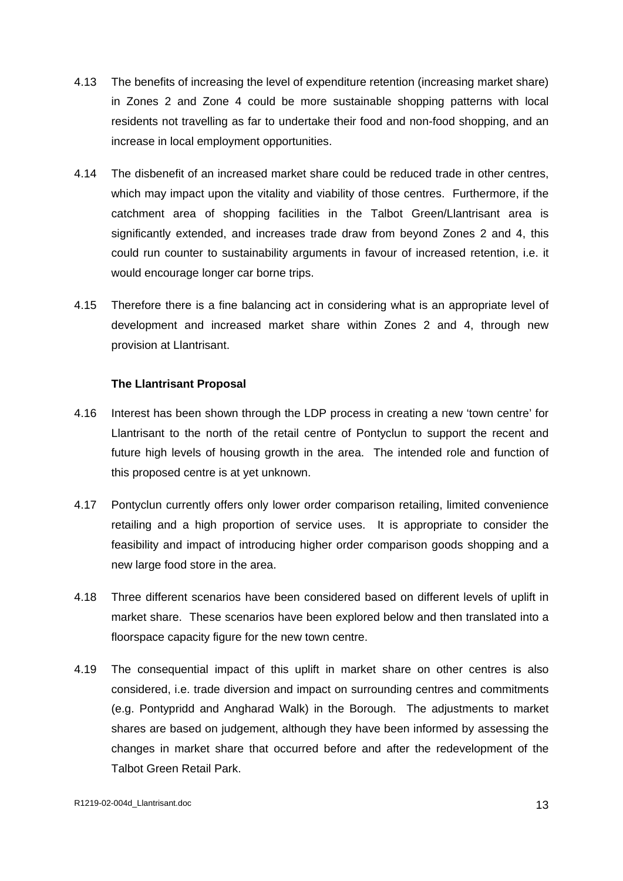4.13 The benefits of increasing the level of expenditure retention (increasing market share) in Zones 2 and Zone 4 could be more sustainable shopping patterns with local residents not travelling as far to undertake their food and non-food shopping, and an increase in local employment opportunities.

4.14 The disbenefit of an increased market share could be reduced trade in other centres, which may impact upon the vitality and viability of those centres. Furthermore, if the catchment area of shopping facilities in the Talbot Green/Llantrisant area is significantly extended, and increases trade draw from beyond Zones 2 and 4, this could run counter to sustainability arguments in favour of increased retention, i.e. it would encourage longer car borne trips.

4.15 Therefore there is a fine balancing act in considering what is an appropriate level of development and increased market share within Zones 2 and 4, through new provision at Llantrisant.

### The Llantrisant Proposal

4.16 Interest has been shown through the LDP process in creating a new 'town centre' for Llantrisant to the north of the retail centre of Pontyclun to support the recent and future high levels of housing growth in the area. The intended role and function of this proposed centre is at yet unknown.

4.17 Pontyclun currently offers only lower order comparison retailing, limited convenience retailing and a high proportion of service uses. It is appropriate to consider the feasibility and impact of introducing higher order comparison goods shopping and a new large food store in the area.

4.18 Three different scenarios have been considered based on different levels of uplift in market share. These scenarios have been explored below and then translated into a floorspace capacity figure for the new town centre.

4.19 The consequential impact of this uplift in market share on other centres is also considered, i.e. trade diversion and impact on surrounding centres and commitments (e.g. Pontypridd and Angharad Walk) in the Borough. The adjustments to market shares are based on judgement, although they have been informed by assessing the changes in market share that occurred before and after the redevelopment of the Talbot Green Retail Park.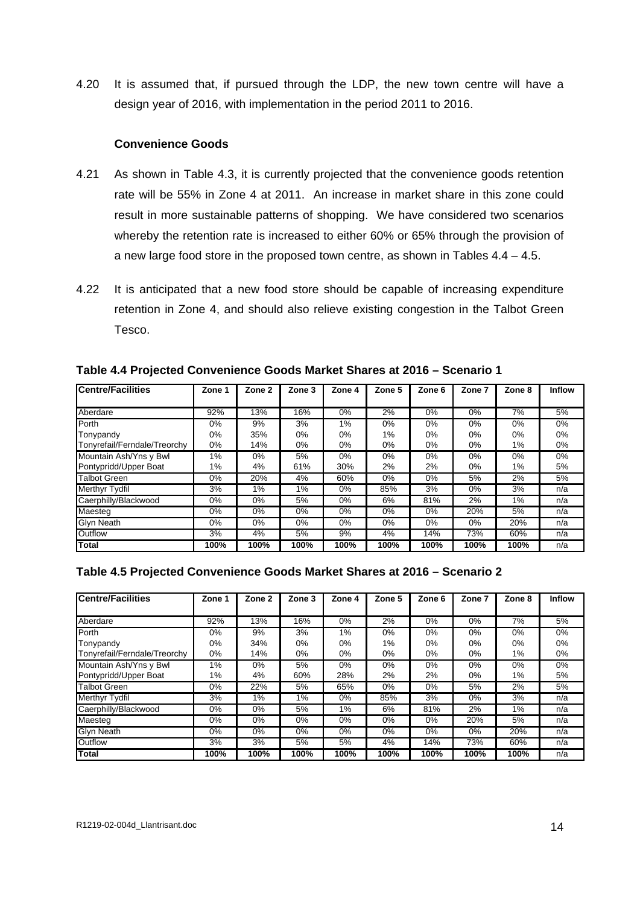4.20 It is assumed that, if pursued through the LDP, the new town centre will have a design year of 2016, with implementation in the period 2011 to 2016.

### Convenience Goods

4.21 As shown in Table 4.3, it is currently projected that the convenience goods retention rate will be 55% in Zone 4 at 2011. An increase in market share in this zone could result in more sustainable patterns of shopping. We have considered two scenarios whereby the retention rate is increased to either 60% or 65% through the provision of a new large food store in the proposed town centre, as shown in Tables 4.4 – 4.5.

4.22 It is anticipated that a new food store should be capable of increasing expenditure retention in Zone 4, and should also relieve existing congestion in the Talbot Green Tesco.

**Table 4.4 Projected Convenience Goods Market Shares at 2016 – Scenario 1**

| Centre/Facilities | Zone 1 | Zone 2 | Zone 3 | Zone 4 | Zone 5 | Zone 6 | Zone 7 | Zone 8 | Inflow |
|---|---|---|---|---|---|---|---|---|---|
| Aberdare | 92% | 13% | 16% | 0% | 2% | 0% | 0% | 7% | 5% |
| Porth | 0% | 9% | 3% | 1% | 0% | 0% | 0% | 0% | 0% |
| Tonypandy | 0% | 35% | 0% | 0% | 1% | 0% | 0% | 0% | 0% |
| Tonyrefail/Ferndale/Treorchy | 0% | 14% | 0% | 0% | 0% | 0% | 0% | 1% | 0% |
| Mountain Ash/Yns y Bwl | 1% | 0% | 5% | 0% | 0% | 0% | 0% | 0% | 0% |
| Pontypridd/Upper Boat | 1% | 4% | 61% | 30% | 2% | 2% | 0% | 1% | 5% |
| Talbot Green | 0% | 20% | 4% | 60% | 0% | 0% | 5% | 2% | 5% |
| Merthyr Tydfil | 3% | 1% | 1% | 0% | 85% | 3% | 0% | 3% | n/a |
| Caerphilly/Blackwood | 0% | 0% | 5% | 0% | 6% | 81% | 2% | 1% | n/a |
| Maesteg | 0% | 0% | 0% | 0% | 0% | 0% | 20% | 5% | n/a |
| Glyn Neath | 0% | 0% | 0% | 0% | 0% | 0% | 0% | 20% | n/a |
| Outflow | 3% | 4% | 5% | 9% | 4% | 14% | 73% | 60% | n/a |
| **Total** | **100%** | **100%** | **100%** | **100%** | **100%** | **100%** | **100%** | **100%** | n/a |

**Table 4.5 Projected Convenience Goods Market Shares at 2016 – Scenario 2**

| Centre/Facilities | Zone 1 | Zone 2 | Zone 3 | Zone 4 | Zone 5 | Zone 6 | Zone 7 | Zone 8 | Inflow |
|---|---|---|---|---|---|---|---|---|---|
| Aberdare | 92% | 13% | 16% | 0% | 2% | 0% | 0% | 7% | 5% |
| Porth | 0% | 9% | 3% | 1% | 0% | 0% | 0% | 0% | 0% |
| Tonypandy | 0% | 34% | 0% | 0% | 1% | 0% | 0% | 0% | 0% |
| Tonyrefail/Ferndale/Treorchy | 0% | 14% | 0% | 0% | 0% | 0% | 0% | 1% | 0% |
| Mountain Ash/Yns y Bwl | 1% | 0% | 5% | 0% | 0% | 0% | 0% | 0% | 0% |
| Pontypridd/Upper Boat | 1% | 4% | 60% | 28% | 2% | 2% | 0% | 1% | 5% |
| Talbot Green | 0% | 22% | 5% | 65% | 0% | 0% | 5% | 2% | 5% |
| Merthyr Tydfil | 3% | 1% | 1% | 0% | 85% | 3% | 0% | 3% | n/a |
| Caerphilly/Blackwood | 0% | 0% | 5% | 1% | 6% | 81% | 2% | 1% | n/a |
| Maesteg | 0% | 0% | 0% | 0% | 0% | 0% | 20% | 5% | n/a |
| Glyn Neath | 0% | 0% | 0% | 0% | 0% | 0% | 0% | 20% | n/a |
| Outflow | 3% | 3% | 5% | 5% | 4% | 14% | 73% | 60% | n/a |
| **Total** | **100%** | **100%** | **100%** | **100%** | **100%** | **100%** | **100%** | **100%** | n/a |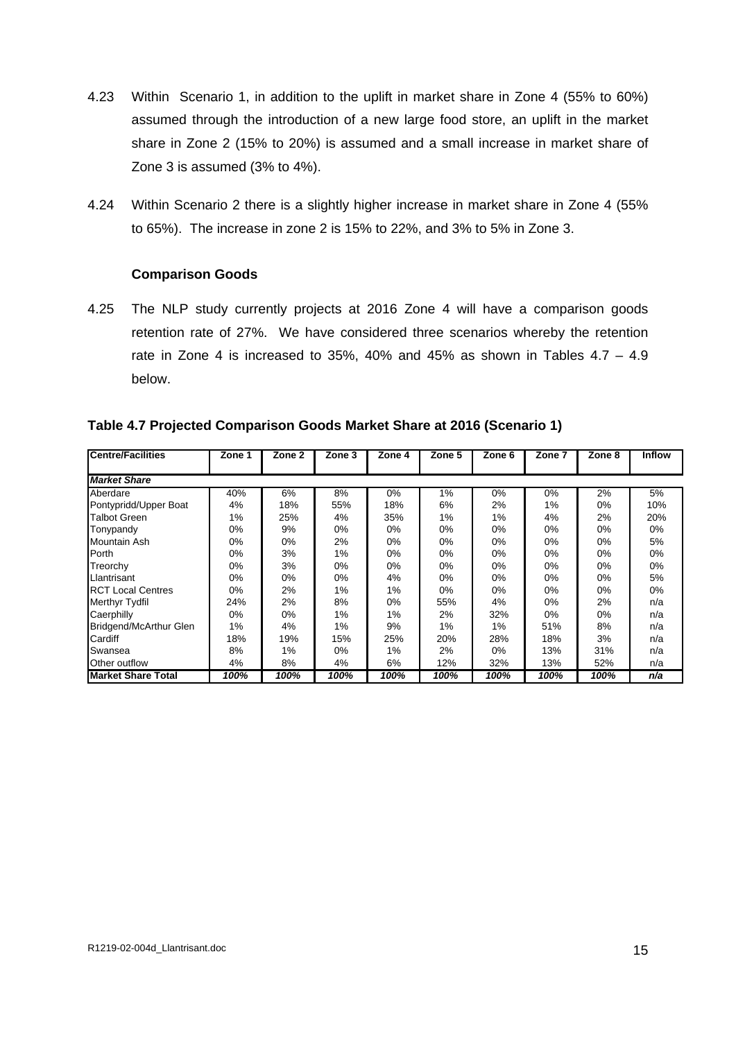4.23 Within Scenario 1, in addition to the uplift in market share in Zone 4 (55% to 60%) assumed through the introduction of a new large food store, an uplift in the market share in Zone 2 (15% to 20%) is assumed and a small increase in market share of Zone 3 is assumed (3% to 4%).

4.24 Within Scenario 2 there is a slightly higher increase in market share in Zone 4 (55% to 65%). The increase in zone 2 is 15% to 22%, and 3% to 5% in Zone 3.

### Comparison Goods

4.25 The NLP study currently projects at 2016 Zone 4 will have a comparison goods retention rate of 27%. We have considered three scenarios whereby the retention rate in Zone 4 is increased to 35%, 40% and 45% as shown in Tables 4.7 – 4.9 below.

**Table 4.7 Projected Comparison Goods Market Share at 2016 (Scenario 1)**

| Centre/Facilities | Zone 1 | Zone 2 | Zone 3 | Zone 4 | Zone 5 | Zone 6 | Zone 7 | Zone 8 | Inflow |
|---|---|---|---|---|---|---|---|---|---|
| ***Market Share*** | | | | | | | | | |
| Aberdare | 40% | 6% | 8% | 0% | 1% | 0% | 0% | 2% | 5% |
| Pontypridd/Upper Boat | 4% | 18% | 55% | 18% | 6% | 2% | 1% | 0% | 10% |
| Talbot Green | 1% | 25% | 4% | 35% | 1% | 1% | 4% | 2% | 20% |
| Tonypandy | 0% | 9% | 0% | 0% | 0% | 0% | 0% | 0% | 0% |
| Mountain Ash | 0% | 0% | 2% | 0% | 0% | 0% | 0% | 0% | 5% |
| Porth | 0% | 3% | 1% | 0% | 0% | 0% | 0% | 0% | 0% |
| Treorchy | 0% | 3% | 0% | 0% | 0% | 0% | 0% | 0% | 0% |
| Llantrisant | 0% | 0% | 0% | 4% | 0% | 0% | 0% | 0% | 5% |
| RCT Local Centres | 0% | 2% | 1% | 1% | 0% | 0% | 0% | 0% | 0% |
| Merthyr Tydfil | 24% | 2% | 8% | 0% | 55% | 4% | 0% | 2% | n/a |
| Caerphilly | 0% | 0% | 1% | 1% | 2% | 32% | 0% | 0% | n/a |
| Bridgend/McArthur Glen | 1% | 4% | 1% | 9% | 1% | 1% | 51% | 8% | n/a |
| Cardiff | 18% | 19% | 15% | 25% | 20% | 28% | 18% | 3% | n/a |
| Swansea | 8% | 1% | 0% | 1% | 2% | 0% | 13% | 31% | n/a |
| Other outflow | 4% | 8% | 4% | 6% | 12% | 32% | 13% | 52% | n/a |
| **Market Share Total** | ***100%*** | ***100%*** | ***100%*** | ***100%*** | ***100%*** | ***100%*** | ***100%*** | ***100%*** | ***n/a*** |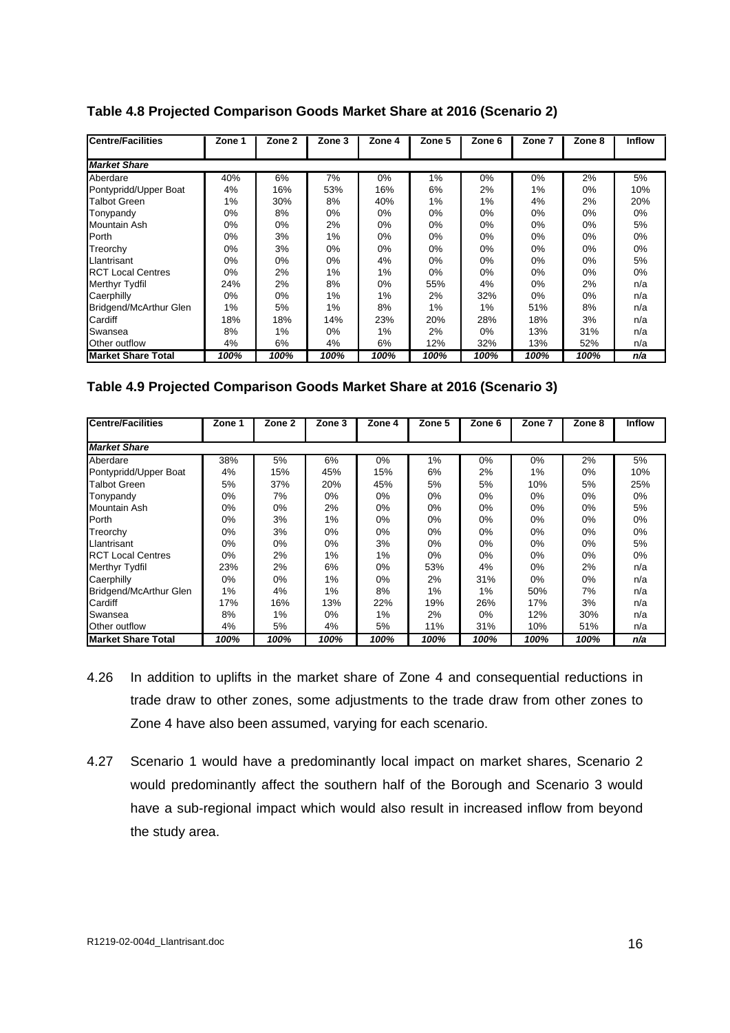**Table 4.8 Projected Comparison Goods Market Share at 2016 (Scenario 2)**

| Centre/Facilities | Zone 1 | Zone 2 | Zone 3 | Zone 4 | Zone 5 | Zone 6 | Zone 7 | Zone 8 | Inflow |
|---|---|---|---|---|---|---|---|---|---|
| ***Market Share*** | | | | | | | | | |
| Aberdare | 40% | 6% | 7% | 0% | 1% | 0% | 0% | 2% | 5% |
| Pontypridd/Upper Boat | 4% | 16% | 53% | 16% | 6% | 2% | 1% | 0% | 10% |
| Talbot Green | 1% | 30% | 8% | 40% | 1% | 1% | 4% | 2% | 20% |
| Tonypandy | 0% | 8% | 0% | 0% | 0% | 0% | 0% | 0% | 0% |
| Mountain Ash | 0% | 0% | 2% | 0% | 0% | 0% | 0% | 0% | 5% |
| Porth | 0% | 3% | 1% | 0% | 0% | 0% | 0% | 0% | 0% |
| Treorchy | 0% | 3% | 0% | 0% | 0% | 0% | 0% | 0% | 0% |
| Llantrisant | 0% | 0% | 0% | 4% | 0% | 0% | 0% | 0% | 5% |
| RCT Local Centres | 0% | 2% | 1% | 1% | 0% | 0% | 0% | 0% | 0% |
| Merthyr Tydfil | 24% | 2% | 8% | 0% | 55% | 4% | 0% | 2% | n/a |
| Caerphilly | 0% | 0% | 1% | 1% | 2% | 32% | 0% | 0% | n/a |
| Bridgend/McArthur Glen | 1% | 5% | 1% | 8% | 1% | 1% | 51% | 8% | n/a |
| Cardiff | 18% | 18% | 14% | 23% | 20% | 28% | 18% | 3% | n/a |
| Swansea | 8% | 1% | 0% | 1% | 2% | 0% | 13% | 31% | n/a |
| Other outflow | 4% | 6% | 4% | 6% | 12% | 32% | 13% | 52% | n/a |
| **Market Share Total** | ***100%*** | ***100%*** | ***100%*** | ***100%*** | ***100%*** | ***100%*** | ***100%*** | ***100%*** | ***n/a*** |

**Table 4.9 Projected Comparison Goods Market Share at 2016 (Scenario 3)**

| Centre/Facilities | Zone 1 | Zone 2 | Zone 3 | Zone 4 | Zone 5 | Zone 6 | Zone 7 | Zone 8 | Inflow |
|---|---|---|---|---|---|---|---|---|---|
| ***Market Share*** | | | | | | | | | |
| Aberdare | 38% | 5% | 6% | 0% | 1% | 0% | 0% | 2% | 5% |
| Pontypridd/Upper Boat | 4% | 15% | 45% | 15% | 6% | 2% | 1% | 0% | 10% |
| Talbot Green | 5% | 37% | 20% | 45% | 5% | 5% | 10% | 5% | 25% |
| Tonypandy | 0% | 7% | 0% | 0% | 0% | 0% | 0% | 0% | 0% |
| Mountain Ash | 0% | 0% | 2% | 0% | 0% | 0% | 0% | 0% | 5% |
| Porth | 0% | 3% | 1% | 0% | 0% | 0% | 0% | 0% | 0% |
| Treorchy | 0% | 3% | 0% | 0% | 0% | 0% | 0% | 0% | 0% |
| Llantrisant | 0% | 0% | 0% | 3% | 0% | 0% | 0% | 0% | 5% |
| RCT Local Centres | 0% | 2% | 1% | 1% | 0% | 0% | 0% | 0% | 0% |
| Merthyr Tydfil | 23% | 2% | 6% | 0% | 53% | 4% | 0% | 2% | n/a |
| Caerphilly | 0% | 0% | 1% | 0% | 2% | 31% | 0% | 0% | n/a |
| Bridgend/McArthur Glen | 1% | 4% | 1% | 8% | 1% | 1% | 50% | 7% | n/a |
| Cardiff | 17% | 16% | 13% | 22% | 19% | 26% | 17% | 3% | n/a |
| Swansea | 8% | 1% | 0% | 1% | 2% | 0% | 12% | 30% | n/a |
| Other outflow | 4% | 5% | 4% | 5% | 11% | 31% | 10% | 51% | n/a |
| **Market Share Total** | ***100%*** | ***100%*** | ***100%*** | ***100%*** | ***100%*** | ***100%*** | ***100%*** | ***100%*** | ***n/a*** |

4.26 In addition to uplifts in the market share of Zone 4 and consequential reductions in trade draw to other zones, some adjustments to the trade draw from other zones to Zone 4 have also been assumed, varying for each scenario.

4.27 Scenario 1 would have a predominantly local impact on market shares, Scenario 2 would predominantly affect the southern half of the Borough and Scenario 3 would have a sub-regional impact which would also result in increased inflow from beyond the study area.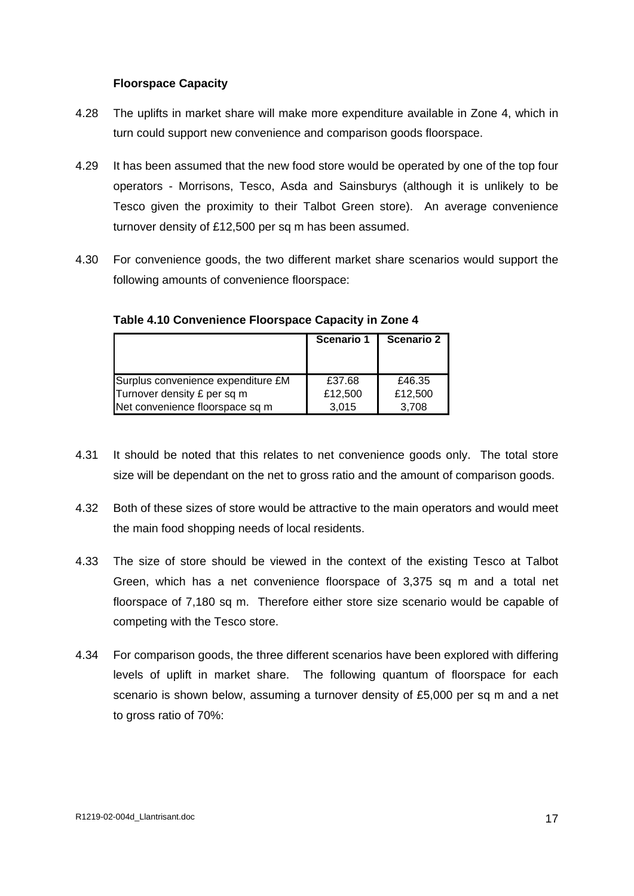### Floorspace Capacity

4.28 The uplifts in market share will make more expenditure available in Zone 4, which in turn could support new convenience and comparison goods floorspace.

4.29 It has been assumed that the new food store would be operated by one of the top four operators - Morrisons, Tesco, Asda and Sainsburys (although it is unlikely to be Tesco given the proximity to their Talbot Green store). An average convenience turnover density of £12,500 per sq m has been assumed.

4.30 For convenience goods, the two different market share scenarios would support the following amounts of convenience floorspace:

**Table 4.10 Convenience Floorspace Capacity in Zone 4**

| | Scenario 1 | Scenario 2 |
|---|---|---|
| Surplus convenience expenditure £M | £37.68 | £46.35 |
| Turnover density £ per sq m | £12,500 | £12,500 |
| Net convenience floorspace sq m | 3,015 | 3,708 |

4.31 It should be noted that this relates to net convenience goods only. The total store size will be dependant on the net to gross ratio and the amount of comparison goods.

4.32 Both of these sizes of store would be attractive to the main operators and would meet the main food shopping needs of local residents.

4.33 The size of store should be viewed in the context of the existing Tesco at Talbot Green, which has a net convenience floorspace of 3,375 sq m and a total net floorspace of 7,180 sq m. Therefore either store size scenario would be capable of competing with the Tesco store.

4.34 For comparison goods, the three different scenarios have been explored with differing levels of uplift in market share. The following quantum of floorspace for each scenario is shown below, assuming a turnover density of £5,000 per sq m and a net to gross ratio of 70%: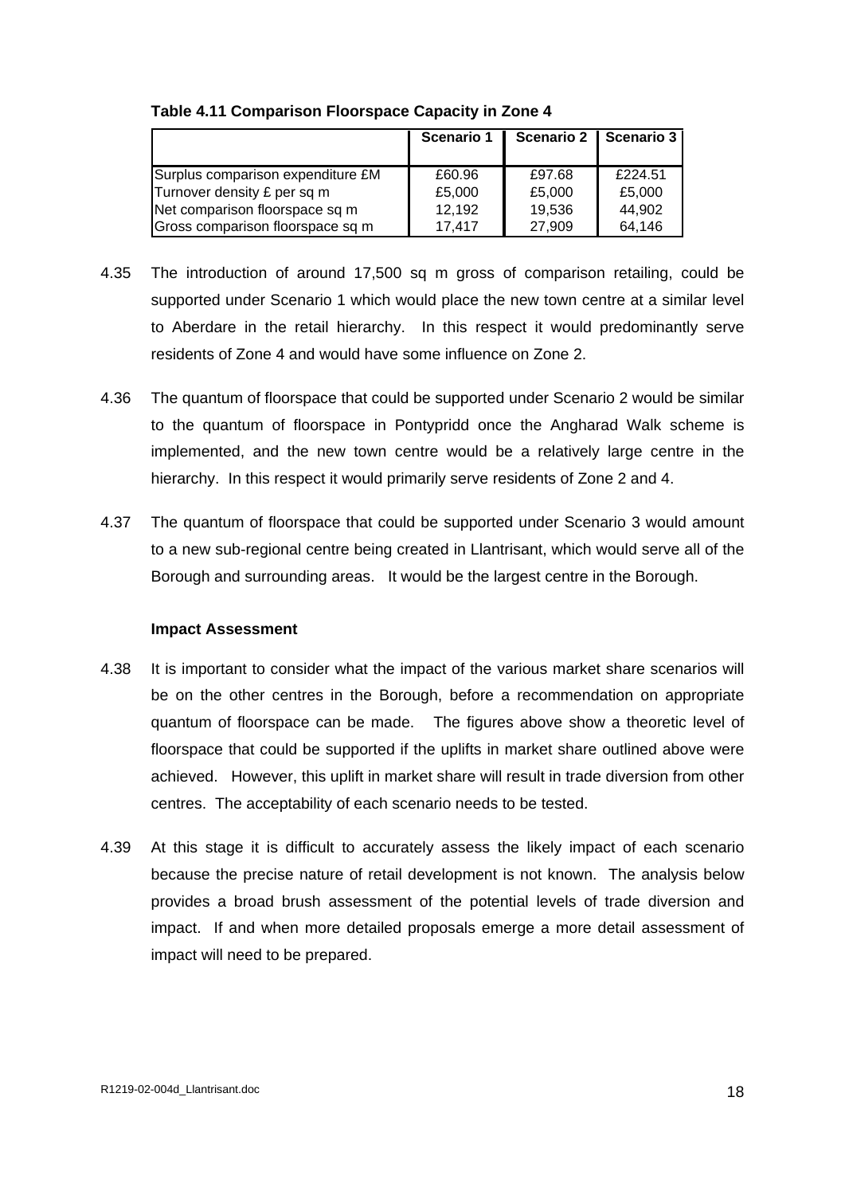**Table 4.11 Comparison Floorspace Capacity in Zone 4**

| | Scenario 1 | Scenario 2 | Scenario 3 |
|---|---|---|---|
| Surplus comparison expenditure £M | £60.96 | £97.68 | £224.51 |
| Turnover density £ per sq m | £5,000 | £5,000 | £5,000 |
| Net comparison floorspace sq m | 12,192 | 19,536 | 44,902 |
| Gross comparison floorspace sq m | 17,417 | 27,909 | 64,146 |

4.35 The introduction of around 17,500 sq m gross of comparison retailing, could be supported under Scenario 1 which would place the new town centre at a similar level to Aberdare in the retail hierarchy. In this respect it would predominantly serve residents of Zone 4 and would have some influence on Zone 2.

4.36 The quantum of floorspace that could be supported under Scenario 2 would be similar to the quantum of floorspace in Pontypridd once the Angharad Walk scheme is implemented, and the new town centre would be a relatively large centre in the hierarchy. In this respect it would primarily serve residents of Zone 2 and 4.

4.37 The quantum of floorspace that could be supported under Scenario 3 would amount to a new sub-regional centre being created in Llantrisant, which would serve all of the Borough and surrounding areas. It would be the largest centre in the Borough.

**Impact Assessment**

4.38 It is important to consider what the impact of the various market share scenarios will be on the other centres in the Borough, before a recommendation on appropriate quantum of floorspace can be made. The figures above show a theoretic level of floorspace that could be supported if the uplifts in market share outlined above were achieved. However, this uplift in market share will result in trade diversion from other centres. The acceptability of each scenario needs to be tested.

4.39 At this stage it is difficult to accurately assess the likely impact of each scenario because the precise nature of retail development is not known. The analysis below provides a broad brush assessment of the potential levels of trade diversion and impact. If and when more detailed proposals emerge a more detail assessment of impact will need to be prepared.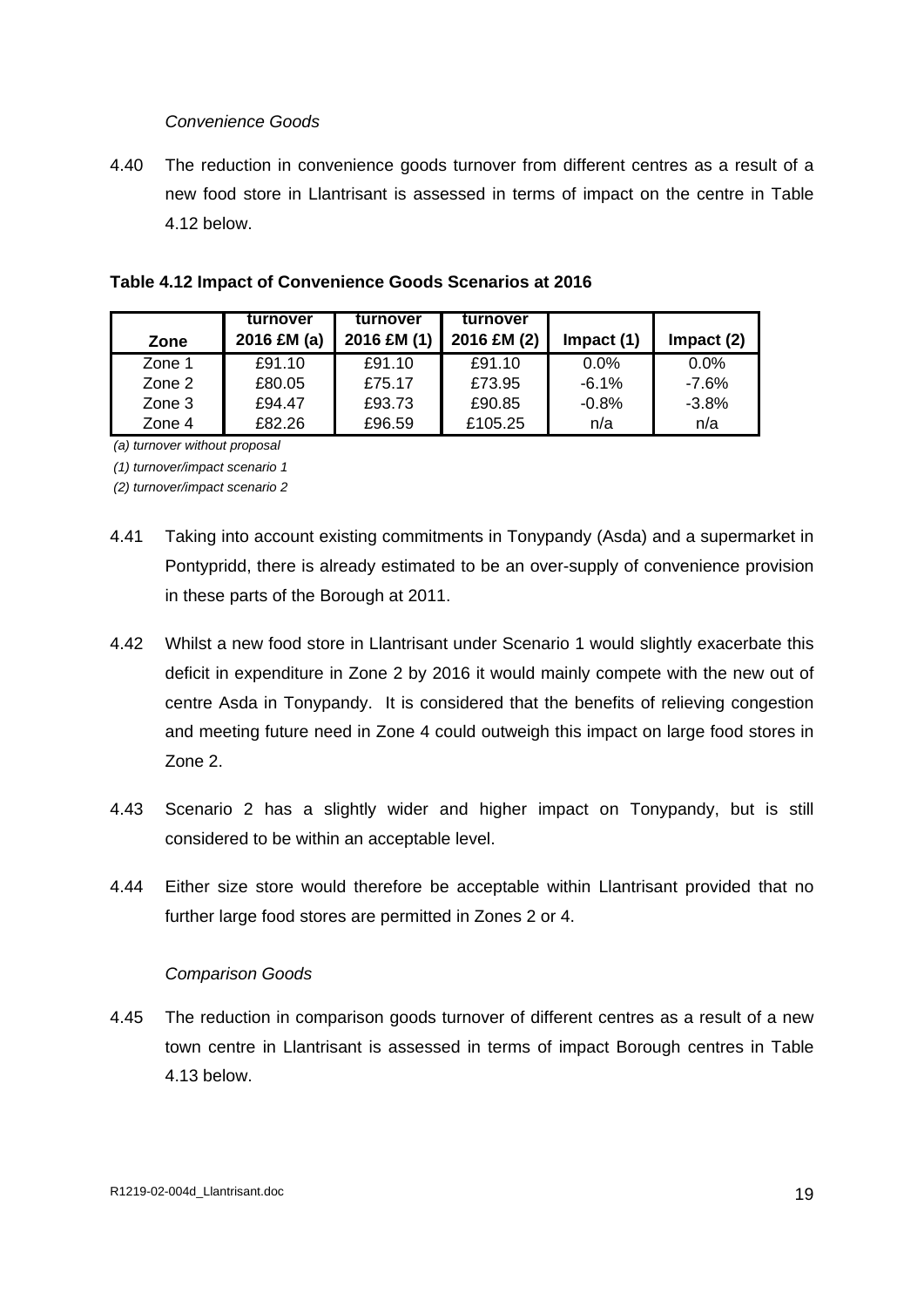*Convenience Goods*

4.40 The reduction in convenience goods turnover from different centres as a result of a new food store in Llantrisant is assessed in terms of impact on the centre in Table 4.12 below.

**Table 4.12 Impact of Convenience Goods Scenarios at 2016**

| Zone | turnover 2016 £M (a) | turnover 2016 £M (1) | turnover 2016 £M (2) | Impact (1) | Impact (2) |
|---|---|---|---|---|---|
| Zone 1 | £91.10 | £91.10 | £91.10 | 0.0% | 0.0% |
| Zone 2 | £80.05 | £75.17 | £73.95 | -6.1% | -7.6% |
| Zone 3 | £94.47 | £93.73 | £90.85 | -0.8% | -3.8% |
| Zone 4 | £82.26 | £96.59 | £105.25 | n/a | n/a |

*(a) turnover without proposal*

*(1) turnover/impact scenario 1*

*(2) turnover/impact scenario 2*

4.41 Taking into account existing commitments in Tonypandy (Asda) and a supermarket in Pontypridd, there is already estimated to be an over-supply of convenience provision in these parts of the Borough at 2011.

4.42 Whilst a new food store in Llantrisant under Scenario 1 would slightly exacerbate this deficit in expenditure in Zone 2 by 2016 it would mainly compete with the new out of centre Asda in Tonypandy. It is considered that the benefits of relieving congestion and meeting future need in Zone 4 could outweigh this impact on large food stores in Zone 2.

4.43 Scenario 2 has a slightly wider and higher impact on Tonypandy, but is still considered to be within an acceptable level.

4.44 Either size store would therefore be acceptable within Llantrisant provided that no further large food stores are permitted in Zones 2 or 4.

*Comparison Goods*

4.45 The reduction in comparison goods turnover of different centres as a result of a new town centre in Llantrisant is assessed in terms of impact Borough centres in Table 4.13 below.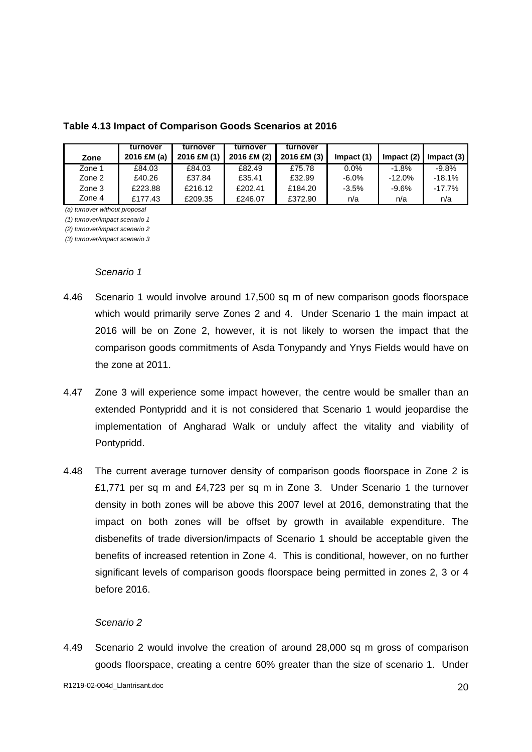**Table 4.13 Impact of Comparison Goods Scenarios at 2016**

| Zone | turnover 2016 £M (a) | turnover 2016 £M (1) | turnover 2016 £M (2) | turnover 2016 £M (3) | Impact (1) | Impact (2) | Impact (3) |
|---|---|---|---|---|---|---|---|
| Zone 1 | £84.03 | £84.03 | £82.49 | £75.78 | 0.0% | -1.8% | -9.8% |
| Zone 2 | £40.26 | £37.84 | £35.41 | £32.99 | -6.0% | -12.0% | -18.1% |
| Zone 3 | £223.88 | £216.12 | £202.41 | £184.20 | -3.5% | -9.6% | -17.7% |
| Zone 4 | £177.43 | £209.35 | £246.07 | £372.90 | n/a | n/a | n/a |

*(a) turnover without proposal*

*(1) turnover/impact scenario 1*

*(2) turnover/impact scenario 2*

*(3) turnover/impact scenario 3*

*Scenario 1*

4.46 Scenario 1 would involve around 17,500 sq m of new comparison goods floorspace which would primarily serve Zones 2 and 4. Under Scenario 1 the main impact at 2016 will be on Zone 2, however, it is not likely to worsen the impact that the comparison goods commitments of Asda Tonypandy and Ynys Fields would have on the zone at 2011.

4.47 Zone 3 will experience some impact however, the centre would be smaller than an extended Pontypridd and it is not considered that Scenario 1 would jeopardise the implementation of Angharad Walk or unduly affect the vitality and viability of Pontypridd.

4.48 The current average turnover density of comparison goods floorspace in Zone 2 is £1,771 per sq m and £4,723 per sq m in Zone 3. Under Scenario 1 the turnover density in both zones will be above this 2007 level at 2016, demonstrating that the impact on both zones will be offset by growth in available expenditure. The disbenefits of trade diversion/impacts of Scenario 1 should be acceptable given the benefits of increased retention in Zone 4. This is conditional, however, on no further significant levels of comparison goods floorspace being permitted in zones 2, 3 or 4 before 2016.

*Scenario 2*

4.49 Scenario 2 would involve the creation of around 28,000 sq m gross of comparison goods floorspace, creating a centre 60% greater than the size of scenario 1. Under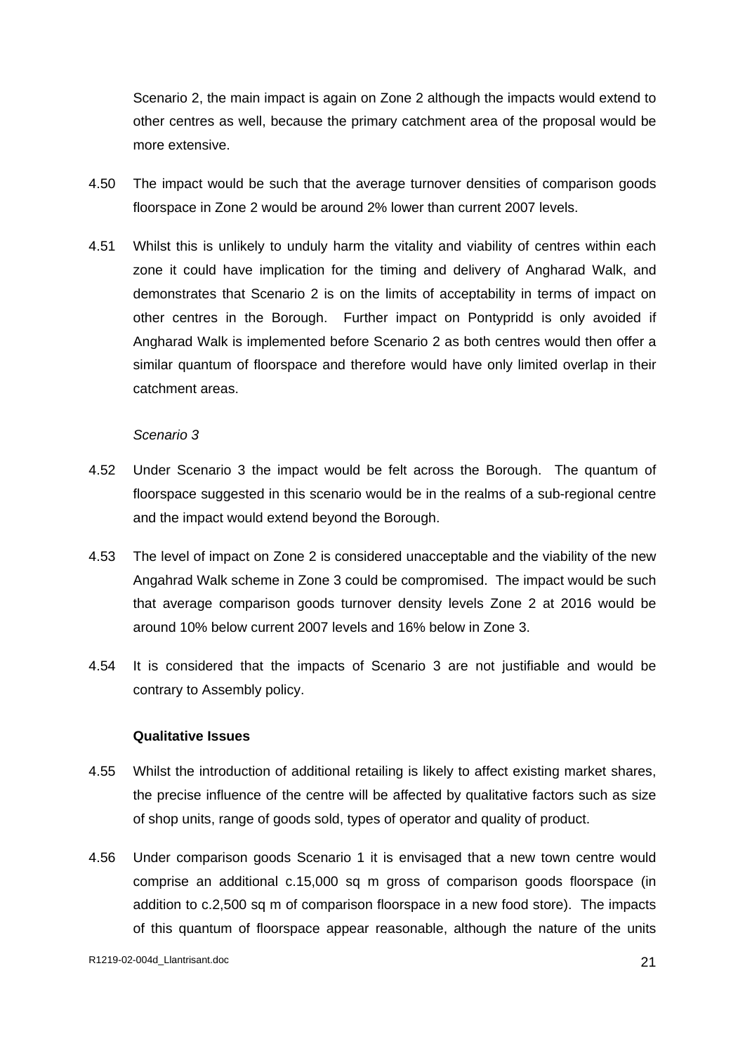Scenario 2, the main impact is again on Zone 2 although the impacts would extend to other centres as well, because the primary catchment area of the proposal would be more extensive.

4.50 The impact would be such that the average turnover densities of comparison goods floorspace in Zone 2 would be around 2% lower than current 2007 levels.

4.51 Whilst this is unlikely to unduly harm the vitality and viability of centres within each zone it could have implication for the timing and delivery of Angharad Walk, and demonstrates that Scenario 2 is on the limits of acceptability in terms of impact on other centres in the Borough. Further impact on Pontypridd is only avoided if Angharad Walk is implemented before Scenario 2 as both centres would then offer a similar quantum of floorspace and therefore would have only limited overlap in their catchment areas.

*Scenario 3*

4.52 Under Scenario 3 the impact would be felt across the Borough. The quantum of floorspace suggested in this scenario would be in the realms of a sub-regional centre and the impact would extend beyond the Borough.

4.53 The level of impact on Zone 2 is considered unacceptable and the viability of the new Angahrad Walk scheme in Zone 3 could be compromised. The impact would be such that average comparison goods turnover density levels Zone 2 at 2016 would be around 10% below current 2007 levels and 16% below in Zone 3.

4.54 It is considered that the impacts of Scenario 3 are not justifiable and would be contrary to Assembly policy.

**Qualitative Issues**

4.55 Whilst the introduction of additional retailing is likely to affect existing market shares, the precise influence of the centre will be affected by qualitative factors such as size of shop units, range of goods sold, types of operator and quality of product.

4.56 Under comparison goods Scenario 1 it is envisaged that a new town centre would comprise an additional c.15,000 sq m gross of comparison goods floorspace (in addition to c.2,500 sq m of comparison floorspace in a new food store). The impacts of this quantum of floorspace appear reasonable, although the nature of the units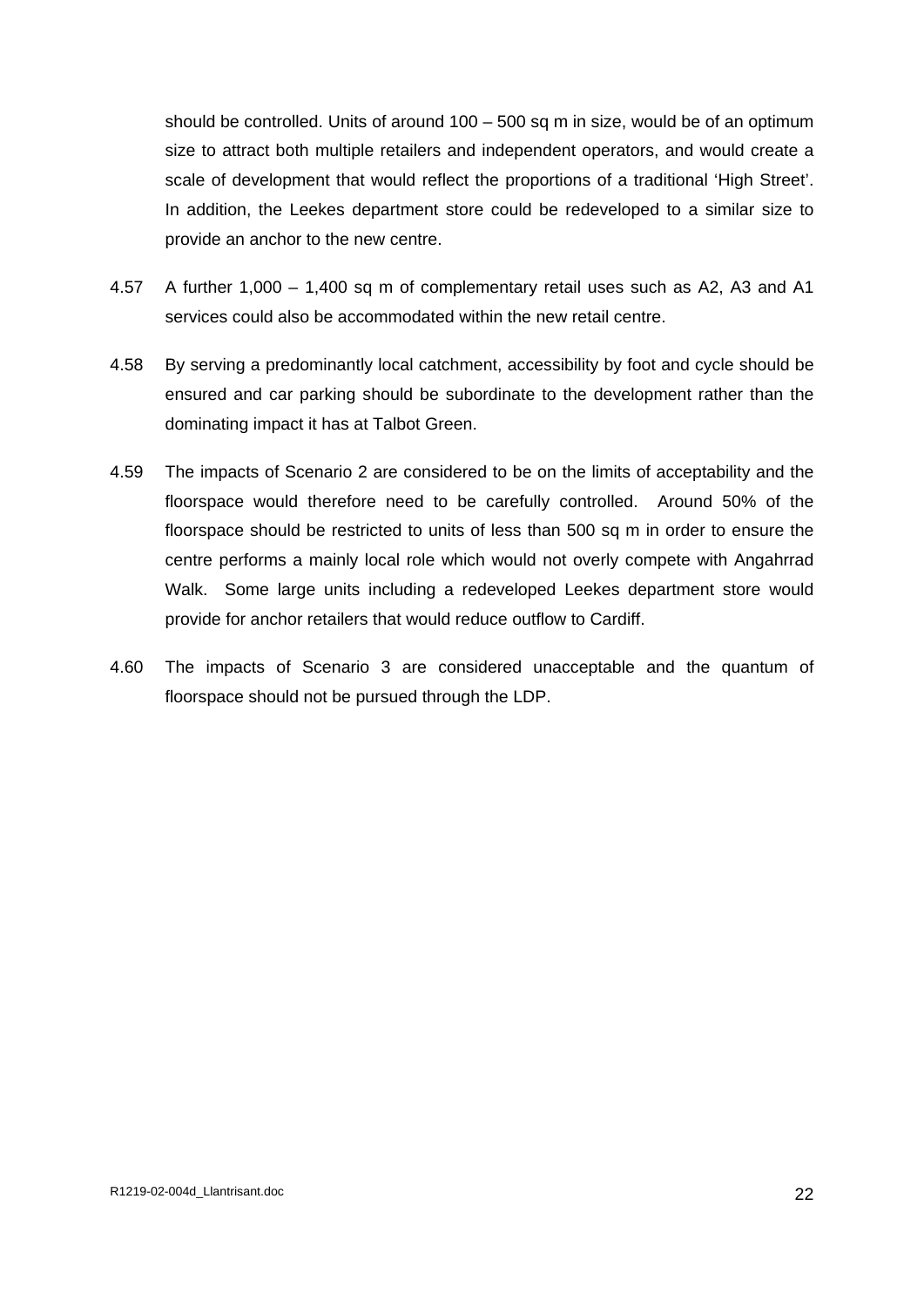should be controlled. Units of around 100 – 500 sq m in size, would be of an optimum size to attract both multiple retailers and independent operators, and would create a scale of development that would reflect the proportions of a traditional 'High Street'. In addition, the Leekes department store could be redeveloped to a similar size to provide an anchor to the new centre.

4.57 A further 1,000 – 1,400 sq m of complementary retail uses such as A2, A3 and A1 services could also be accommodated within the new retail centre.

4.58 By serving a predominantly local catchment, accessibility by foot and cycle should be ensured and car parking should be subordinate to the development rather than the dominating impact it has at Talbot Green.

4.59 The impacts of Scenario 2 are considered to be on the limits of acceptability and the floorspace would therefore need to be carefully controlled. Around 50% of the floorspace should be restricted to units of less than 500 sq m in order to ensure the centre performs a mainly local role which would not overly compete with Angahrrad Walk. Some large units including a redeveloped Leekes department store would provide for anchor retailers that would reduce outflow to Cardiff.

4.60 The impacts of Scenario 3 are considered unacceptable and the quantum of floorspace should not be pursued through the LDP.